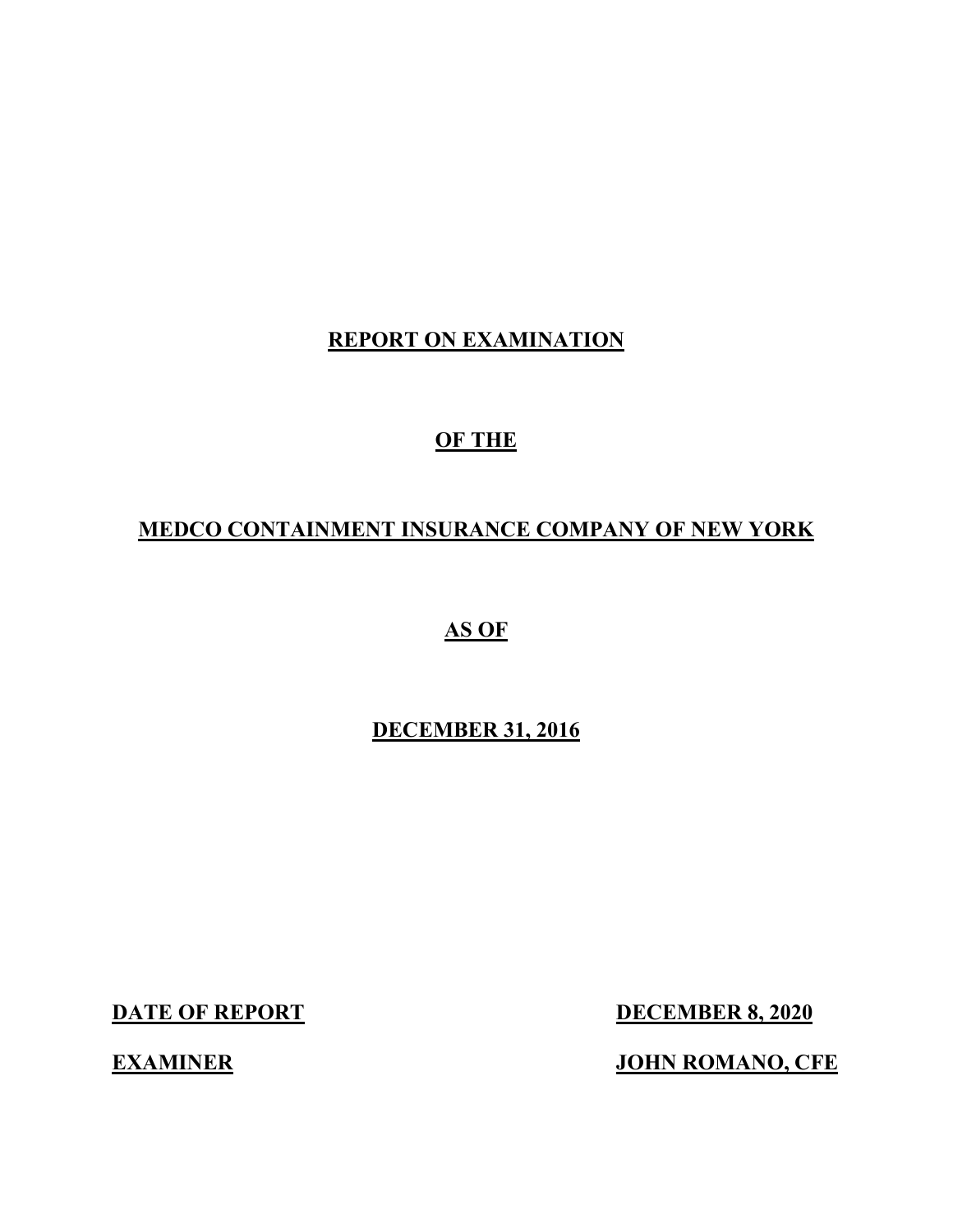# REPORT ON EXAMINATION

# OF THE

# MEDCO CONTAINMENT INSURANCE COMPANY OF NEW YORK

# AS OF

# DECEMBER 31, 2016

**DATE OF REPORT** **DECEMBER 8, 2020**

**EXAMINER** **JOHN ROMANO, CFE**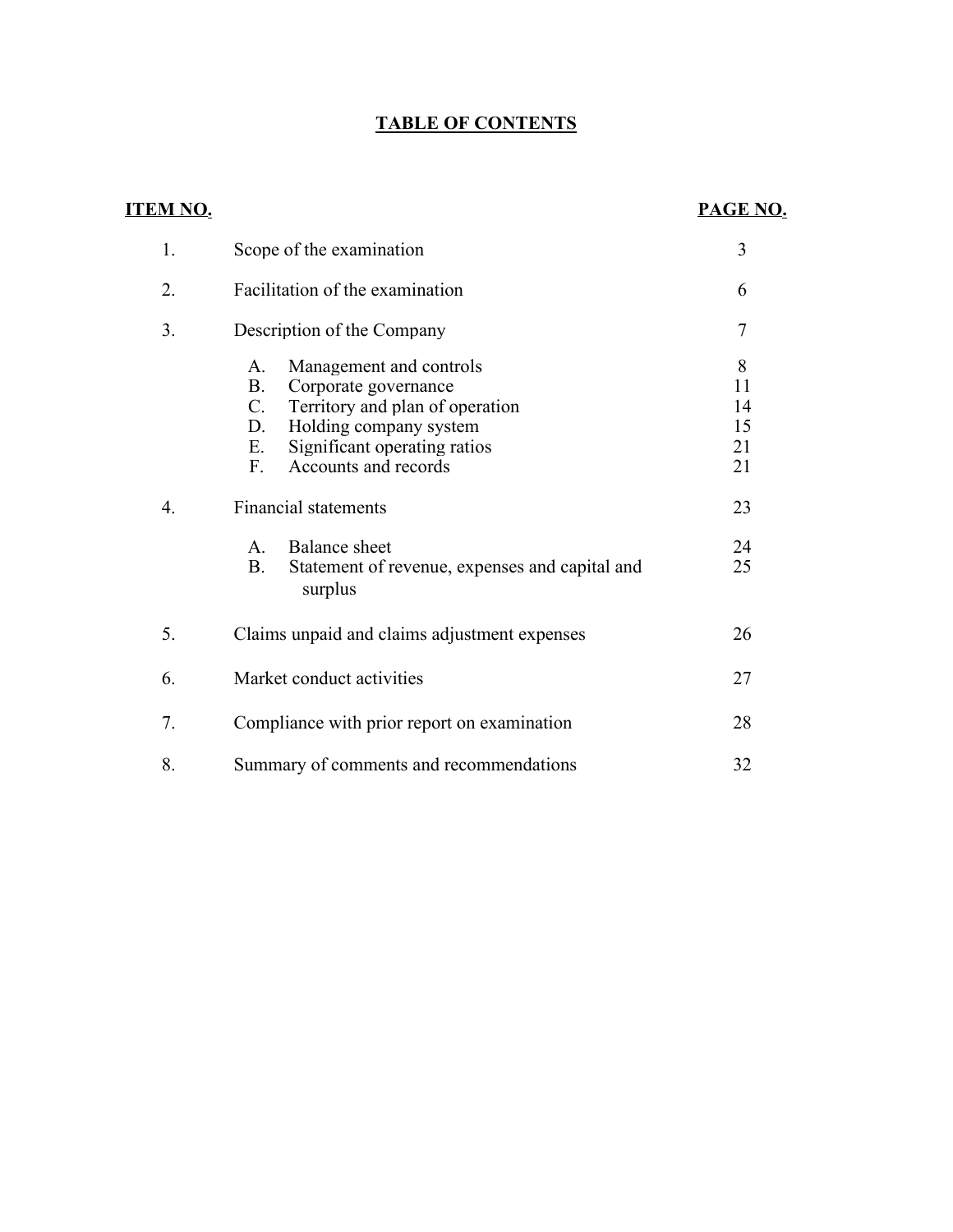# TABLE OF CONTENTS

| ITEM NO. | | PAGE NO. |
|---|---|---|
| 1. | Scope of the examination | 3 |
| 2. | Facilitation of the examination | 6 |
| 3. | Description of the Company | 7 |
| | A. Management and controls | 8 |
| | B. Corporate governance | 11 |
| | C. Territory and plan of operation | 14 |
| | D. Holding company system | 15 |
| | E. Significant operating ratios | 21 |
| | F. Accounts and records | 21 |
| 4. | Financial statements | 23 |
| | A. Balance sheet | 24 |
| | B. Statement of revenue, expenses and capital and surplus | 25 |
| 5. | Claims unpaid and claims adjustment expenses | 26 |
| 6. | Market conduct activities | 27 |
| 7. | Compliance with prior report on examination | 28 |
| 8. | Summary of comments and recommendations | 32 |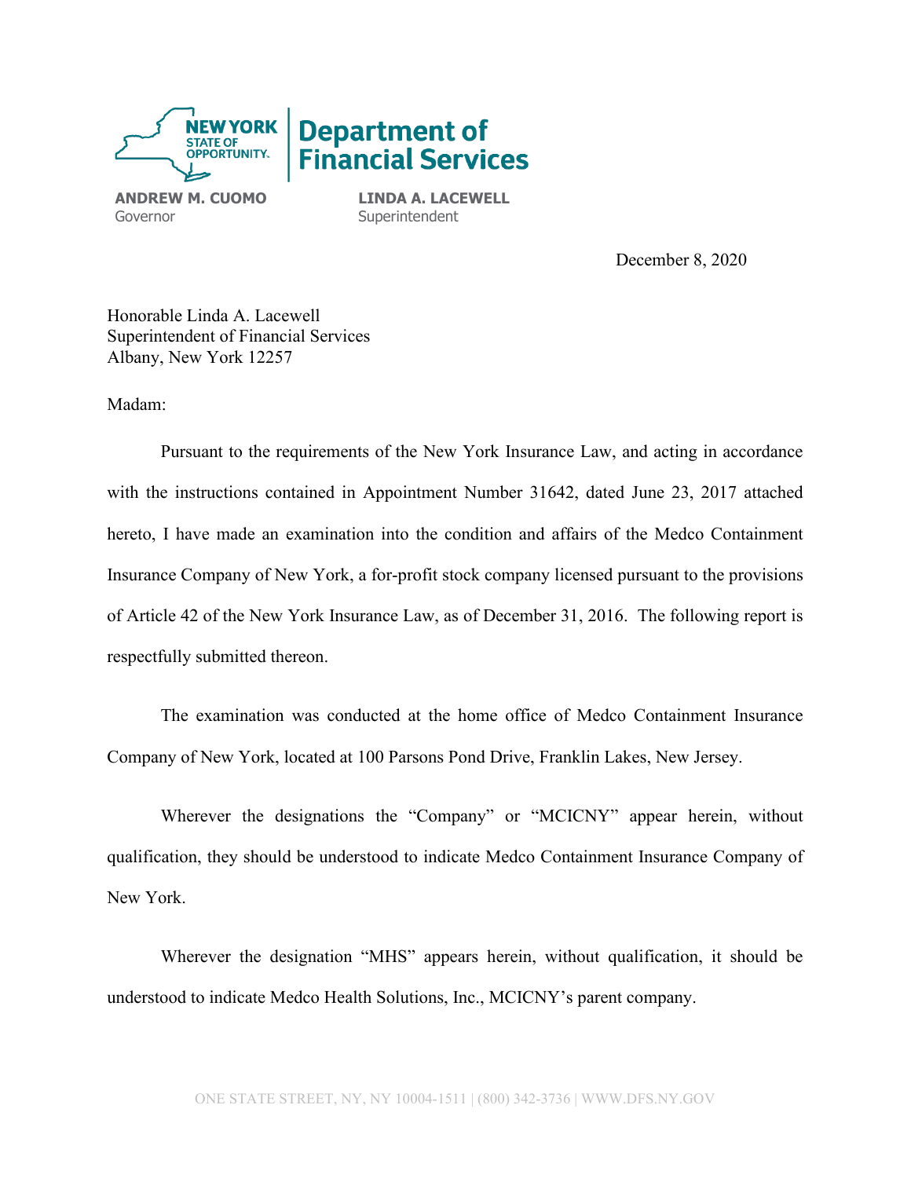**NEW YORK STATE OF OPPORTUNITY.** | **Department of Financial Services**

**ANDREW M. CUOMO**
Governor

**LINDA A. LACEWELL**
Superintendent

December 8, 2020

Honorable Linda A. Lacewell
Superintendent of Financial Services
Albany, New York 12257

Madam:

Pursuant to the requirements of the New York Insurance Law, and acting in accordance with the instructions contained in Appointment Number 31642, dated June 23, 2017 attached hereto, I have made an examination into the condition and affairs of the Medco Containment Insurance Company of New York, a for-profit stock company licensed pursuant to the provisions of Article 42 of the New York Insurance Law, as of December 31, 2016. The following report is respectfully submitted thereon.

The examination was conducted at the home office of Medco Containment Insurance Company of New York, located at 100 Parsons Pond Drive, Franklin Lakes, New Jersey.

Wherever the designations the "Company" or "MCICNY" appear herein, without qualification, they should be understood to indicate Medco Containment Insurance Company of New York.

Wherever the designation "MHS" appears herein, without qualification, it should be understood to indicate Medco Health Solutions, Inc., MCICNY's parent company.

ONE STATE STREET, NY, NY 10004-1511 | (800) 342-3736 | WWW.DFS.NY.GOV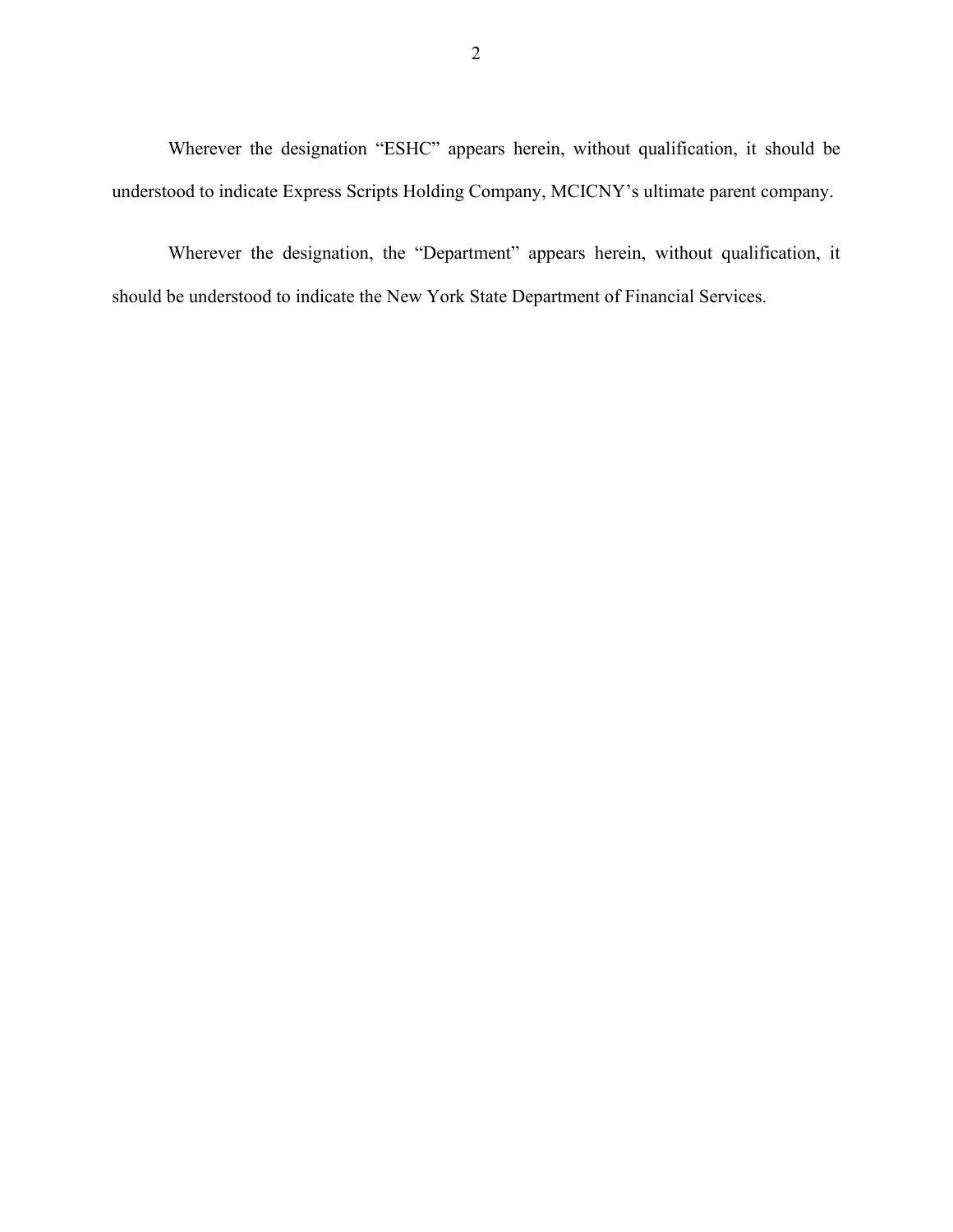Wherever the designation "ESHC" appears herein, without qualification, it should be understood to indicate Express Scripts Holding Company, MCICNY's ultimate parent company.

Wherever the designation, the "Department" appears herein, without qualification, it should be understood to indicate the New York State Department of Financial Services.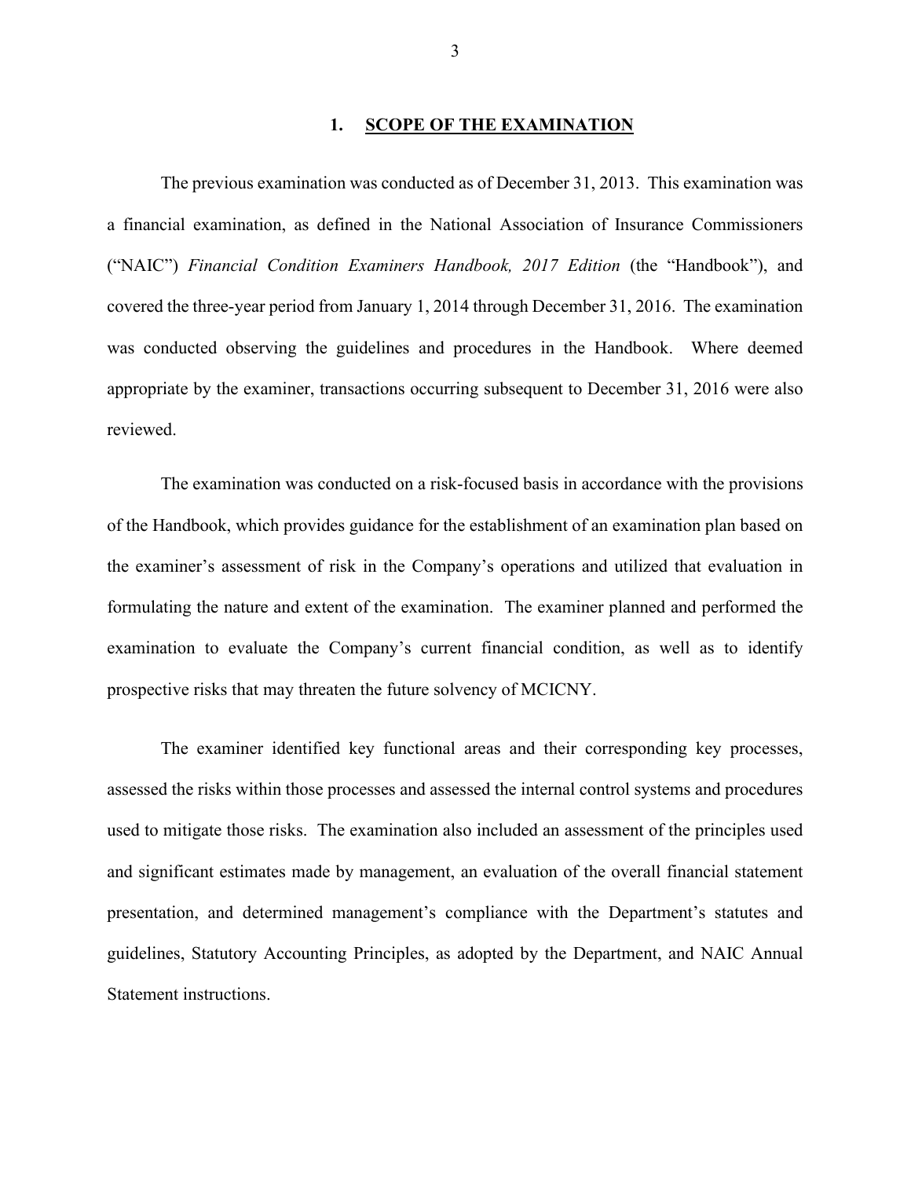## 1. SCOPE OF THE EXAMINATION

The previous examination was conducted as of December 31, 2013. This examination was a financial examination, as defined in the National Association of Insurance Commissioners ("NAIC") *Financial Condition Examiners Handbook, 2017 Edition* (the "Handbook"), and covered the three-year period from January 1, 2014 through December 31, 2016. The examination was conducted observing the guidelines and procedures in the Handbook. Where deemed appropriate by the examiner, transactions occurring subsequent to December 31, 2016 were also reviewed.

The examination was conducted on a risk-focused basis in accordance with the provisions of the Handbook, which provides guidance for the establishment of an examination plan based on the examiner's assessment of risk in the Company's operations and utilized that evaluation in formulating the nature and extent of the examination. The examiner planned and performed the examination to evaluate the Company's current financial condition, as well as to identify prospective risks that may threaten the future solvency of MCICNY.

The examiner identified key functional areas and their corresponding key processes, assessed the risks within those processes and assessed the internal control systems and procedures used to mitigate those risks. The examination also included an assessment of the principles used and significant estimates made by management, an evaluation of the overall financial statement presentation, and determined management's compliance with the Department's statutes and guidelines, Statutory Accounting Principles, as adopted by the Department, and NAIC Annual Statement instructions.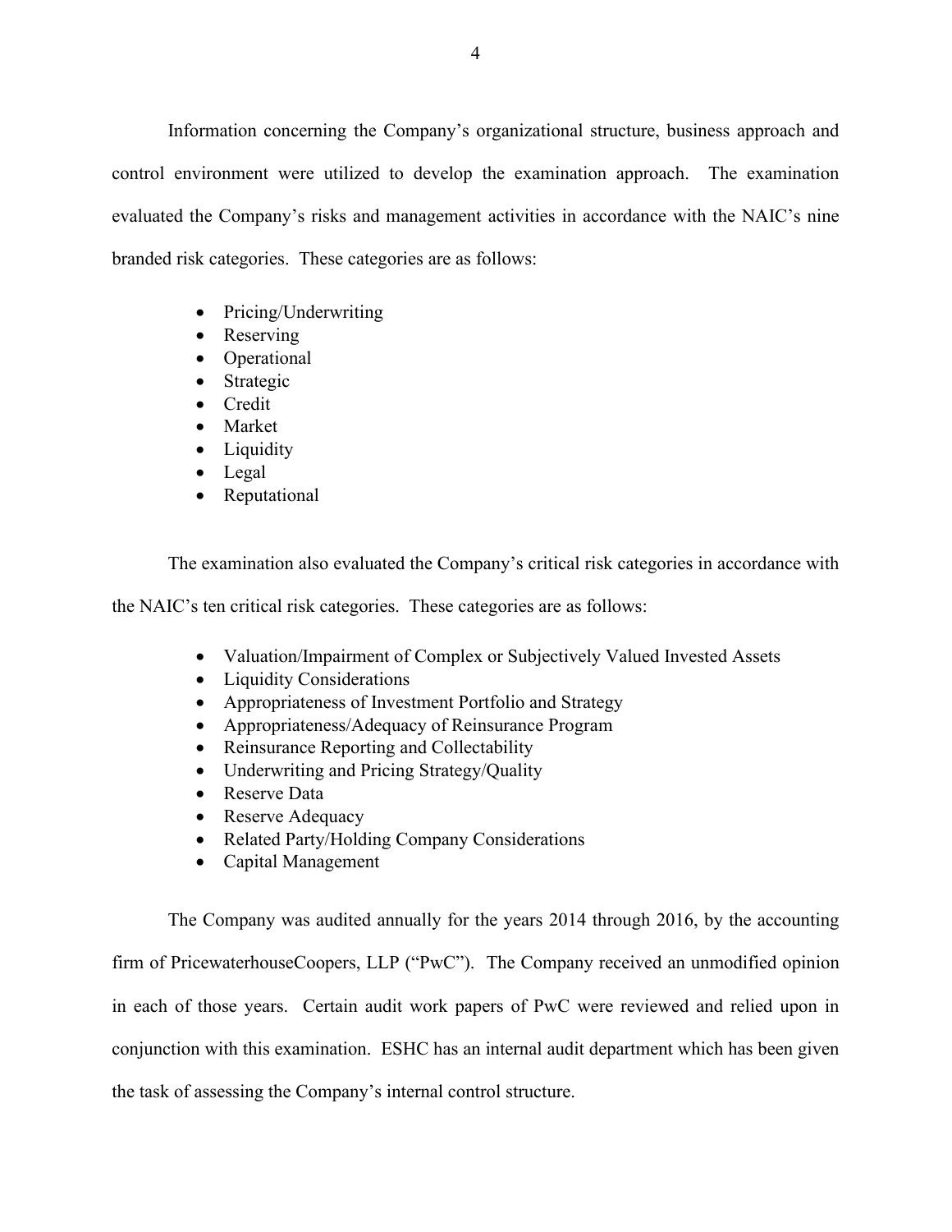Information concerning the Company's organizational structure, business approach and control environment were utilized to develop the examination approach. The examination evaluated the Company's risks and management activities in accordance with the NAIC's nine branded risk categories. These categories are as follows:

- Pricing/Underwriting
- Reserving
- Operational
- Strategic
- Credit
- Market
- Liquidity
- Legal
- Reputational

The examination also evaluated the Company's critical risk categories in accordance with the NAIC's ten critical risk categories. These categories are as follows:

- Valuation/Impairment of Complex or Subjectively Valued Invested Assets
- Liquidity Considerations
- Appropriateness of Investment Portfolio and Strategy
- Appropriateness/Adequacy of Reinsurance Program
- Reinsurance Reporting and Collectability
- Underwriting and Pricing Strategy/Quality
- Reserve Data
- Reserve Adequacy
- Related Party/Holding Company Considerations
- Capital Management

The Company was audited annually for the years 2014 through 2016, by the accounting firm of PricewaterhouseCoopers, LLP ("PwC"). The Company received an unmodified opinion in each of those years. Certain audit work papers of PwC were reviewed and relied upon in conjunction with this examination. ESHC has an internal audit department which has been given the task of assessing the Company's internal control structure.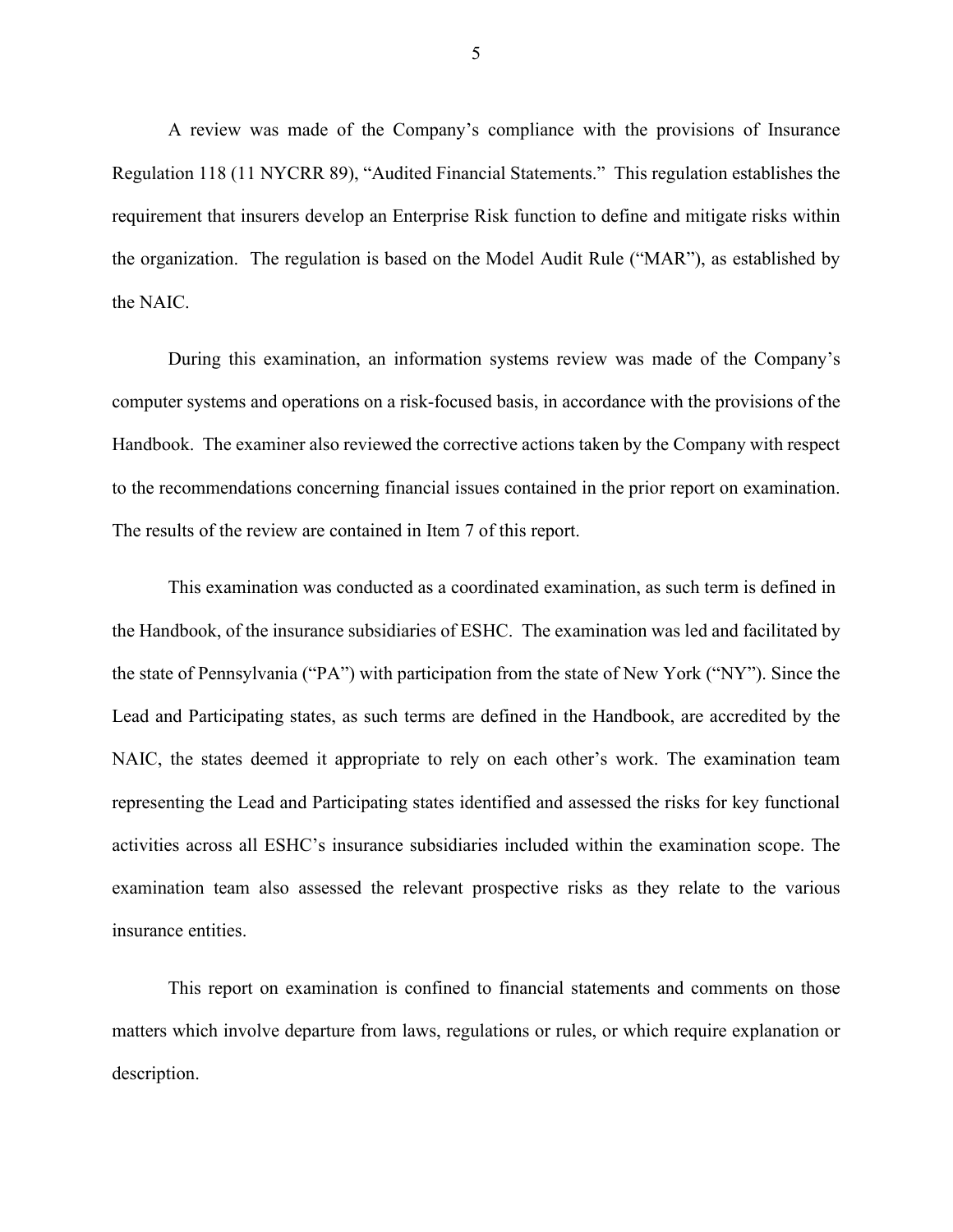A review was made of the Company's compliance with the provisions of Insurance Regulation 118 (11 NYCRR 89), "Audited Financial Statements." This regulation establishes the requirement that insurers develop an Enterprise Risk function to define and mitigate risks within the organization. The regulation is based on the Model Audit Rule ("MAR"), as established by the NAIC.

During this examination, an information systems review was made of the Company's computer systems and operations on a risk-focused basis, in accordance with the provisions of the Handbook. The examiner also reviewed the corrective actions taken by the Company with respect to the recommendations concerning financial issues contained in the prior report on examination. The results of the review are contained in Item 7 of this report.

This examination was conducted as a coordinated examination, as such term is defined in the Handbook, of the insurance subsidiaries of ESHC. The examination was led and facilitated by the state of Pennsylvania ("PA") with participation from the state of New York ("NY"). Since the Lead and Participating states, as such terms are defined in the Handbook, are accredited by the NAIC, the states deemed it appropriate to rely on each other's work. The examination team representing the Lead and Participating states identified and assessed the risks for key functional activities across all ESHC's insurance subsidiaries included within the examination scope. The examination team also assessed the relevant prospective risks as they relate to the various insurance entities.

This report on examination is confined to financial statements and comments on those matters which involve departure from laws, regulations or rules, or which require explanation or description.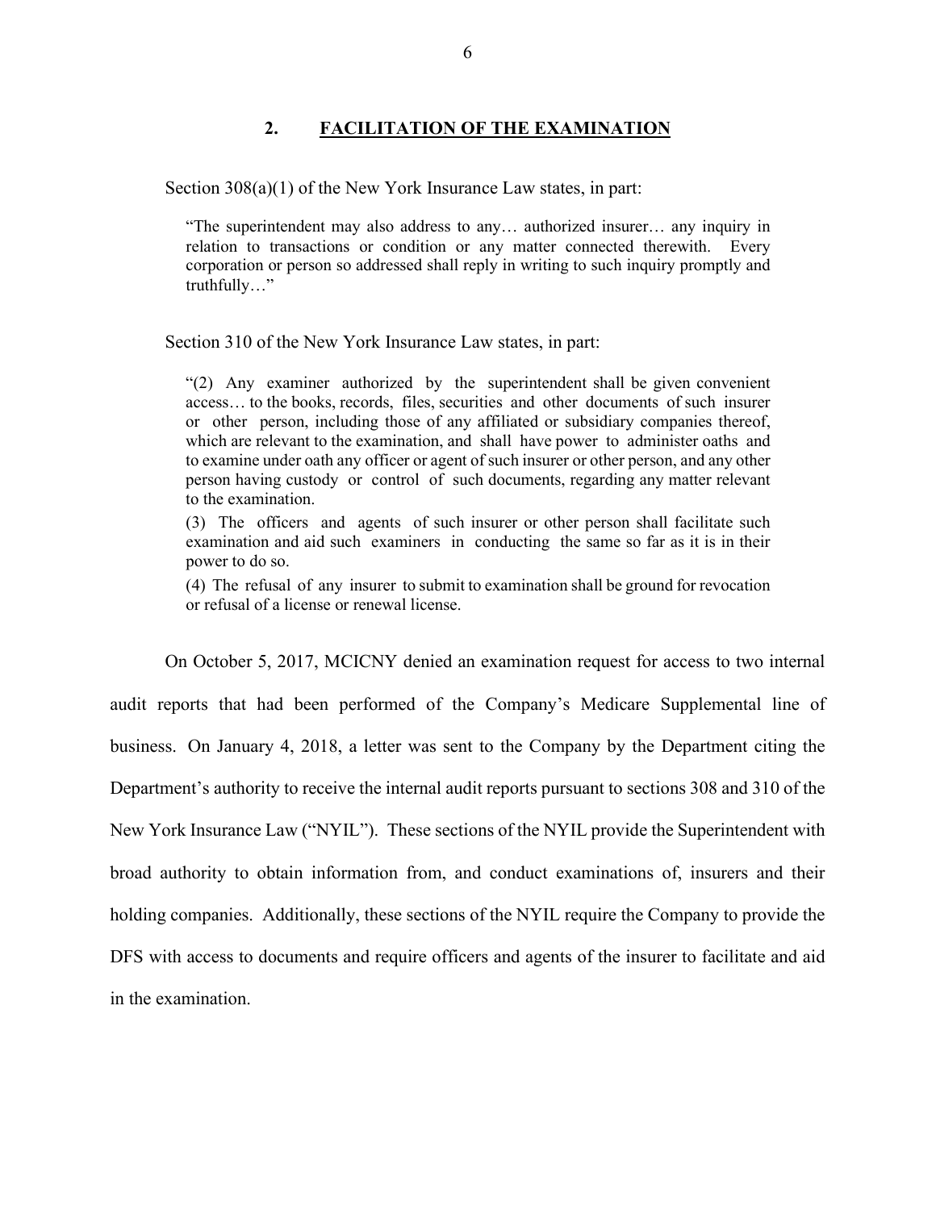## 2. FACILITATION OF THE EXAMINATION

Section 308(a)(1) of the New York Insurance Law states, in part:

> "The superintendent may also address to any… authorized insurer… any inquiry in relation to transactions or condition or any matter connected therewith. Every corporation or person so addressed shall reply in writing to such inquiry promptly and truthfully…"

Section 310 of the New York Insurance Law states, in part:

> "(2) Any examiner authorized by the superintendent shall be given convenient access… to the books, records, files, securities and other documents of such insurer or other person, including those of any affiliated or subsidiary companies thereof, which are relevant to the examination, and shall have power to administer oaths and to examine under oath any officer or agent of such insurer or other person, and any other person having custody or control of such documents, regarding any matter relevant to the examination.
>
> (3) The officers and agents of such insurer or other person shall facilitate such examination and aid such examiners in conducting the same so far as it is in their power to do so.
>
> (4) The refusal of any insurer to submit to examination shall be ground for revocation or refusal of a license or renewal license.

On October 5, 2017, MCICNY denied an examination request for access to two internal audit reports that had been performed of the Company's Medicare Supplemental line of business. On January 4, 2018, a letter was sent to the Company by the Department citing the Department's authority to receive the internal audit reports pursuant to sections 308 and 310 of the New York Insurance Law ("NYIL"). These sections of the NYIL provide the Superintendent with broad authority to obtain information from, and conduct examinations of, insurers and their holding companies. Additionally, these sections of the NYIL require the Company to provide the DFS with access to documents and require officers and agents of the insurer to facilitate and aid in the examination.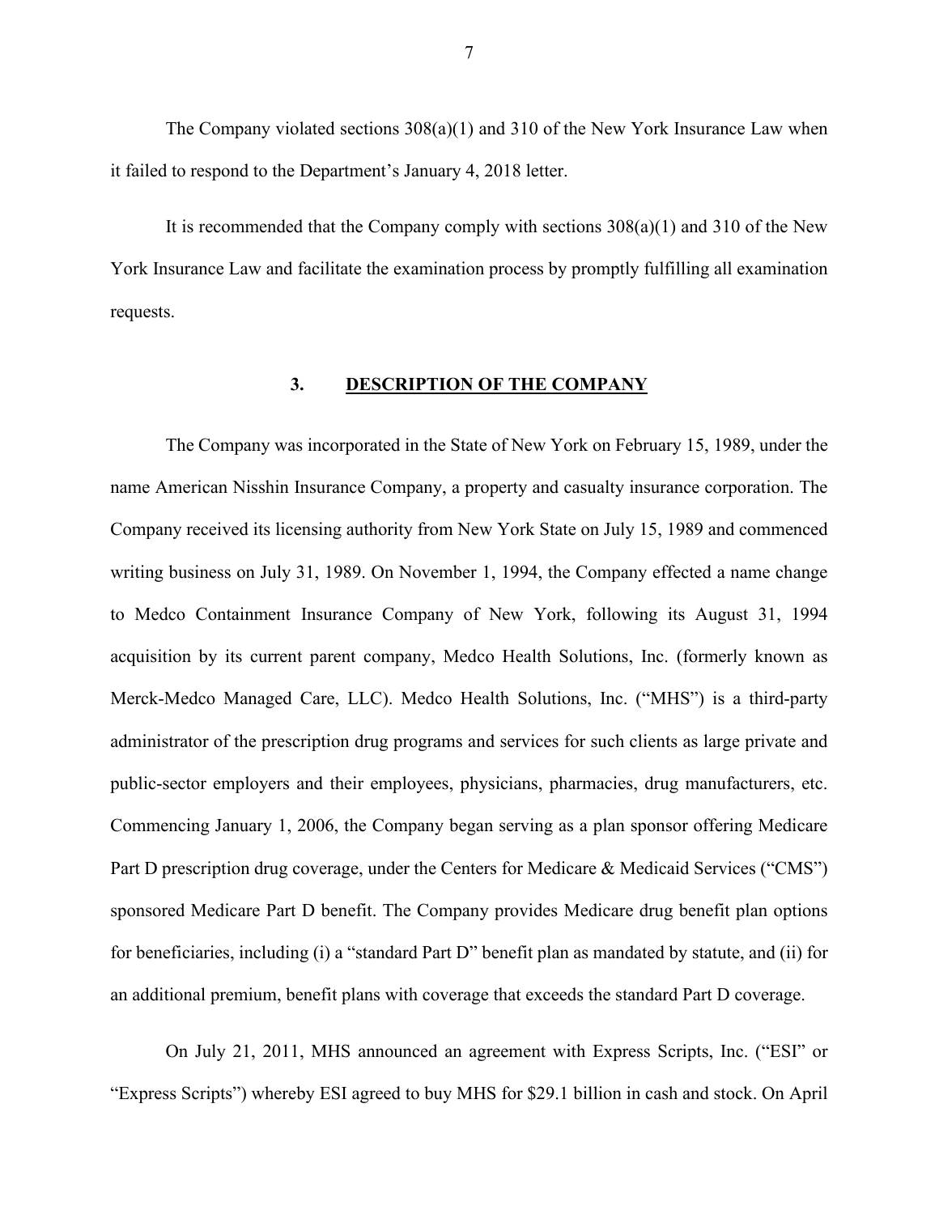The Company violated sections 308(a)(1) and 310 of the New York Insurance Law when it failed to respond to the Department's January 4, 2018 letter.

It is recommended that the Company comply with sections 308(a)(1) and 310 of the New York Insurance Law and facilitate the examination process by promptly fulfilling all examination requests.

## 3. DESCRIPTION OF THE COMPANY

The Company was incorporated in the State of New York on February 15, 1989, under the name American Nisshin Insurance Company, a property and casualty insurance corporation. The Company received its licensing authority from New York State on July 15, 1989 and commenced writing business on July 31, 1989. On November 1, 1994, the Company effected a name change to Medco Containment Insurance Company of New York, following its August 31, 1994 acquisition by its current parent company, Medco Health Solutions, Inc. (formerly known as Merck-Medco Managed Care, LLC). Medco Health Solutions, Inc. ("MHS") is a third-party administrator of the prescription drug programs and services for such clients as large private and public-sector employers and their employees, physicians, pharmacies, drug manufacturers, etc. Commencing January 1, 2006, the Company began serving as a plan sponsor offering Medicare Part D prescription drug coverage, under the Centers for Medicare & Medicaid Services ("CMS") sponsored Medicare Part D benefit. The Company provides Medicare drug benefit plan options for beneficiaries, including (i) a "standard Part D" benefit plan as mandated by statute, and (ii) for an additional premium, benefit plans with coverage that exceeds the standard Part D coverage.

On July 21, 2011, MHS announced an agreement with Express Scripts, Inc. ("ESI" or "Express Scripts") whereby ESI agreed to buy MHS for $29.1 billion in cash and stock. On April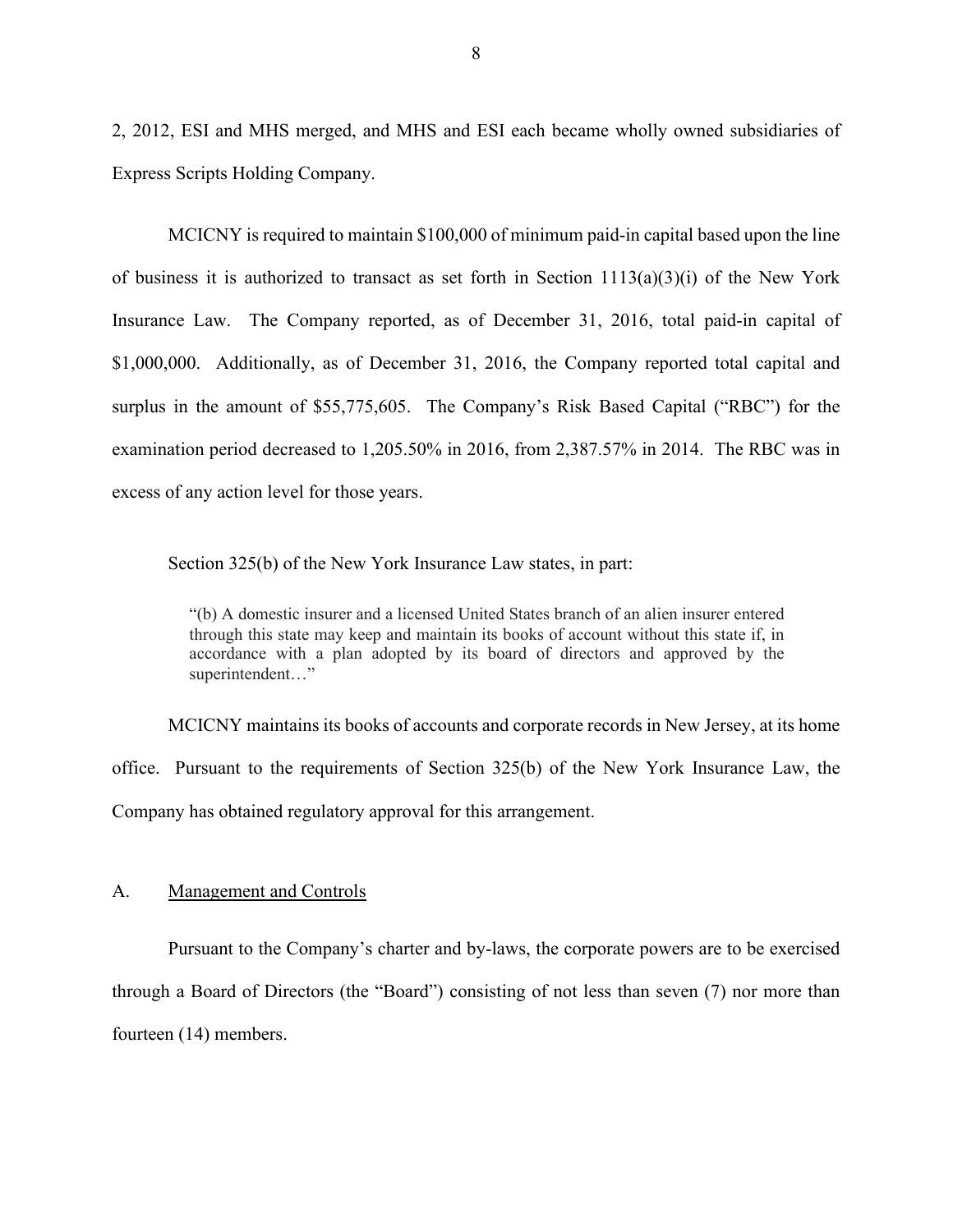2, 2012, ESI and MHS merged, and MHS and ESI each became wholly owned subsidiaries of Express Scripts Holding Company.

MCICNY is required to maintain $100,000 of minimum paid-in capital based upon the line of business it is authorized to transact as set forth in Section 1113(a)(3)(i) of the New York Insurance Law. The Company reported, as of December 31, 2016, total paid-in capital of $1,000,000. Additionally, as of December 31, 2016, the Company reported total capital and surplus in the amount of $55,775,605. The Company's Risk Based Capital ("RBC") for the examination period decreased to 1,205.50% in 2016, from 2,387.57% in 2014. The RBC was in excess of any action level for those years.

Section 325(b) of the New York Insurance Law states, in part:

> "(b) A domestic insurer and a licensed United States branch of an alien insurer entered through this state may keep and maintain its books of account without this state if, in accordance with a plan adopted by its board of directors and approved by the superintendent…"

MCICNY maintains its books of accounts and corporate records in New Jersey, at its home office. Pursuant to the requirements of Section 325(b) of the New York Insurance Law, the Company has obtained regulatory approval for this arrangement.

## A. Management and Controls

Pursuant to the Company's charter and by-laws, the corporate powers are to be exercised through a Board of Directors (the "Board") consisting of not less than seven (7) nor more than fourteen (14) members.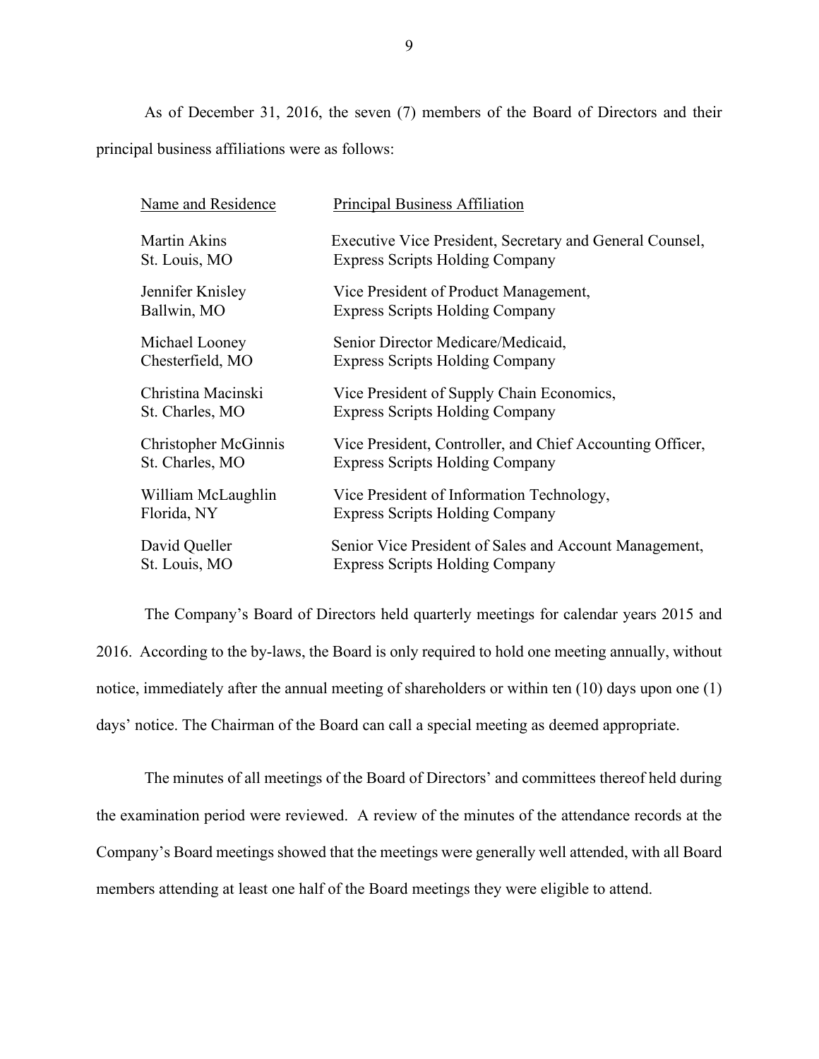As of December 31, 2016, the seven (7) members of the Board of Directors and their principal business affiliations were as follows:

| Name and Residence | Principal Business Affiliation |
| --- | --- |
| Martin Akins<br>St. Louis, MO | Executive Vice President, Secretary and General Counsel,<br>Express Scripts Holding Company |
| Jennifer Knisley<br>Ballwin, MO | Vice President of Product Management,<br>Express Scripts Holding Company |
| Michael Looney<br>Chesterfield, MO | Senior Director Medicare/Medicaid,<br>Express Scripts Holding Company |
| Christina Macinski<br>St. Charles, MO | Vice President of Supply Chain Economics,<br>Express Scripts Holding Company |
| Christopher McGinnis<br>St. Charles, MO | Vice President, Controller, and Chief Accounting Officer,<br>Express Scripts Holding Company |
| William McLaughlin<br>Florida, NY | Vice President of Information Technology,<br>Express Scripts Holding Company |
| David Queller<br>St. Louis, MO | Senior Vice President of Sales and Account Management,<br>Express Scripts Holding Company |

The Company's Board of Directors held quarterly meetings for calendar years 2015 and 2016. According to the by-laws, the Board is only required to hold one meeting annually, without notice, immediately after the annual meeting of shareholders or within ten (10) days upon one (1) days' notice. The Chairman of the Board can call a special meeting as deemed appropriate.

The minutes of all meetings of the Board of Directors' and committees thereof held during the examination period were reviewed. A review of the minutes of the attendance records at the Company's Board meetings showed that the meetings were generally well attended, with all Board members attending at least one half of the Board meetings they were eligible to attend.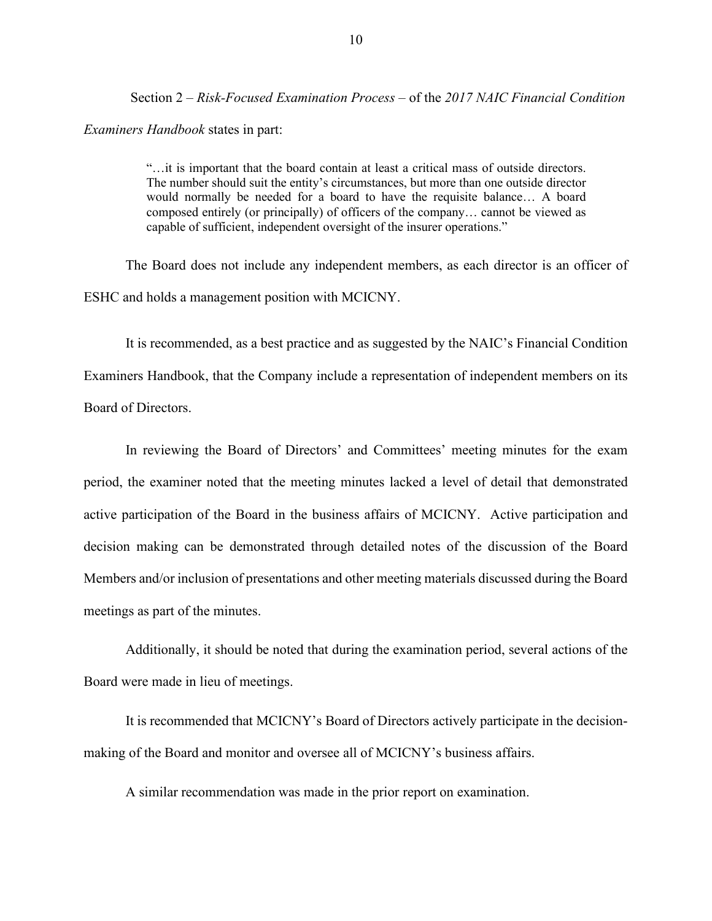Section 2 – *Risk-Focused Examination Process* – of the *2017 NAIC Financial Condition Examiners Handbook* states in part:

> "…it is important that the board contain at least a critical mass of outside directors. The number should suit the entity's circumstances, but more than one outside director would normally be needed for a board to have the requisite balance… A board composed entirely (or principally) of officers of the company… cannot be viewed as capable of sufficient, independent oversight of the insurer operations."

The Board does not include any independent members, as each director is an officer of ESHC and holds a management position with MCICNY.

It is recommended, as a best practice and as suggested by the NAIC's Financial Condition Examiners Handbook, that the Company include a representation of independent members on its Board of Directors.

In reviewing the Board of Directors' and Committees' meeting minutes for the exam period, the examiner noted that the meeting minutes lacked a level of detail that demonstrated active participation of the Board in the business affairs of MCICNY. Active participation and decision making can be demonstrated through detailed notes of the discussion of the Board Members and/or inclusion of presentations and other meeting materials discussed during the Board meetings as part of the minutes.

Additionally, it should be noted that during the examination period, several actions of the Board were made in lieu of meetings.

It is recommended that MCICNY's Board of Directors actively participate in the decision-making of the Board and monitor and oversee all of MCICNY's business affairs.

A similar recommendation was made in the prior report on examination.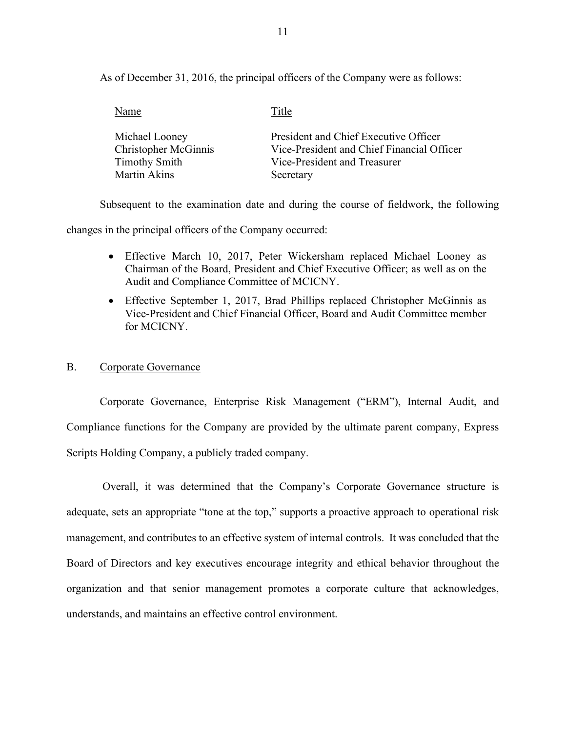As of December 31, 2016, the principal officers of the Company were as follows:

| Name | Title |
|---|---|
| Michael Looney | President and Chief Executive Officer |
| Christopher McGinnis | Vice-President and Chief Financial Officer |
| Timothy Smith | Vice-President and Treasurer |
| Martin Akins | Secretary |

Subsequent to the examination date and during the course of fieldwork, the following changes in the principal officers of the Company occurred:

- Effective March 10, 2017, Peter Wickersham replaced Michael Looney as Chairman of the Board, President and Chief Executive Officer; as well as on the Audit and Compliance Committee of MCICNY.
- Effective September 1, 2017, Brad Phillips replaced Christopher McGinnis as Vice-President and Chief Financial Officer, Board and Audit Committee member for MCICNY.

## B. Corporate Governance

Corporate Governance, Enterprise Risk Management ("ERM"), Internal Audit, and Compliance functions for the Company are provided by the ultimate parent company, Express Scripts Holding Company, a publicly traded company.

Overall, it was determined that the Company's Corporate Governance structure is adequate, sets an appropriate "tone at the top," supports a proactive approach to operational risk management, and contributes to an effective system of internal controls. It was concluded that the Board of Directors and key executives encourage integrity and ethical behavior throughout the organization and that senior management promotes a corporate culture that acknowledges, understands, and maintains an effective control environment.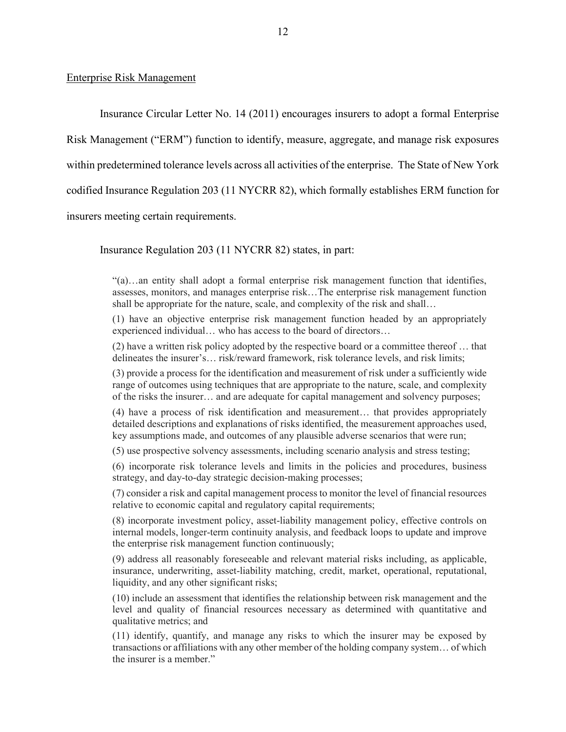Enterprise Risk Management

Insurance Circular Letter No. 14 (2011) encourages insurers to adopt a formal Enterprise Risk Management ("ERM") function to identify, measure, aggregate, and manage risk exposures within predetermined tolerance levels across all activities of the enterprise. The State of New York codified Insurance Regulation 203 (11 NYCRR 82), which formally establishes ERM function for insurers meeting certain requirements.

Insurance Regulation 203 (11 NYCRR 82) states, in part:

> "(a)…an entity shall adopt a formal enterprise risk management function that identifies, assesses, monitors, and manages enterprise risk…The enterprise risk management function shall be appropriate for the nature, scale, and complexity of the risk and shall…
>
> (1) have an objective enterprise risk management function headed by an appropriately experienced individual… who has access to the board of directors…
>
> (2) have a written risk policy adopted by the respective board or a committee thereof … that delineates the insurer's… risk/reward framework, risk tolerance levels, and risk limits;
>
> (3) provide a process for the identification and measurement of risk under a sufficiently wide range of outcomes using techniques that are appropriate to the nature, scale, and complexity of the risks the insurer… and are adequate for capital management and solvency purposes;
>
> (4) have a process of risk identification and measurement… that provides appropriately detailed descriptions and explanations of risks identified, the measurement approaches used, key assumptions made, and outcomes of any plausible adverse scenarios that were run;
>
> (5) use prospective solvency assessments, including scenario analysis and stress testing;
>
> (6) incorporate risk tolerance levels and limits in the policies and procedures, business strategy, and day-to-day strategic decision-making processes;
>
> (7) consider a risk and capital management process to monitor the level of financial resources relative to economic capital and regulatory capital requirements;
>
> (8) incorporate investment policy, asset-liability management policy, effective controls on internal models, longer-term continuity analysis, and feedback loops to update and improve the enterprise risk management function continuously;
>
> (9) address all reasonably foreseeable and relevant material risks including, as applicable, insurance, underwriting, asset-liability matching, credit, market, operational, reputational, liquidity, and any other significant risks;
>
> (10) include an assessment that identifies the relationship between risk management and the level and quality of financial resources necessary as determined with quantitative and qualitative metrics; and
>
> (11) identify, quantify, and manage any risks to which the insurer may be exposed by transactions or affiliations with any other member of the holding company system… of which the insurer is a member."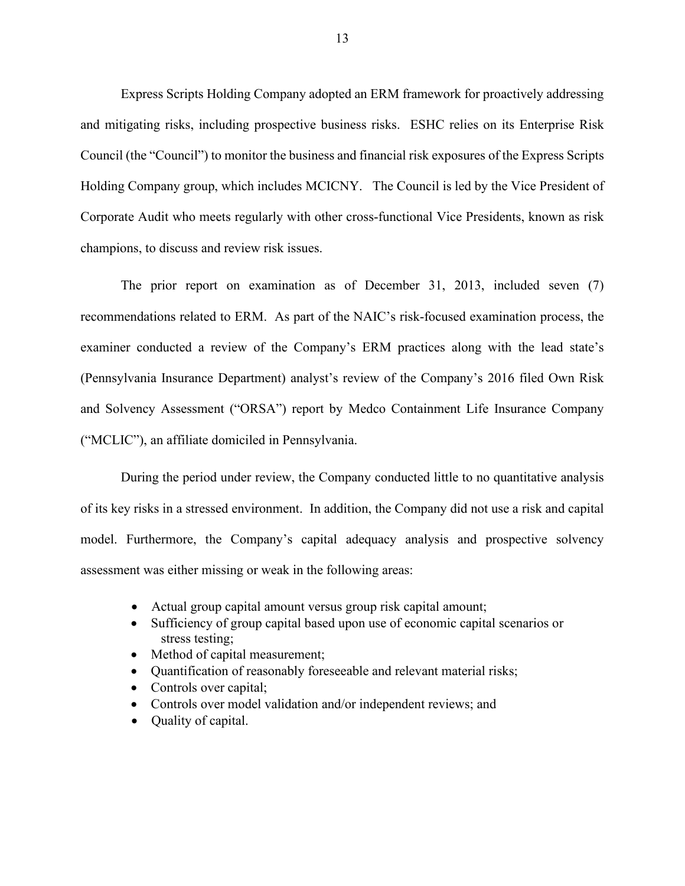Express Scripts Holding Company adopted an ERM framework for proactively addressing and mitigating risks, including prospective business risks. ESHC relies on its Enterprise Risk Council (the "Council") to monitor the business and financial risk exposures of the Express Scripts Holding Company group, which includes MCICNY. The Council is led by the Vice President of Corporate Audit who meets regularly with other cross-functional Vice Presidents, known as risk champions, to discuss and review risk issues.

The prior report on examination as of December 31, 2013, included seven (7) recommendations related to ERM. As part of the NAIC's risk-focused examination process, the examiner conducted a review of the Company's ERM practices along with the lead state's (Pennsylvania Insurance Department) analyst's review of the Company's 2016 filed Own Risk and Solvency Assessment ("ORSA") report by Medco Containment Life Insurance Company ("MCLIC"), an affiliate domiciled in Pennsylvania.

During the period under review, the Company conducted little to no quantitative analysis of its key risks in a stressed environment. In addition, the Company did not use a risk and capital model. Furthermore, the Company's capital adequacy analysis and prospective solvency assessment was either missing or weak in the following areas:

- Actual group capital amount versus group risk capital amount;
- Sufficiency of group capital based upon use of economic capital scenarios or stress testing;
- Method of capital measurement;
- Quantification of reasonably foreseeable and relevant material risks;
- Controls over capital;
- Controls over model validation and/or independent reviews; and
- Quality of capital.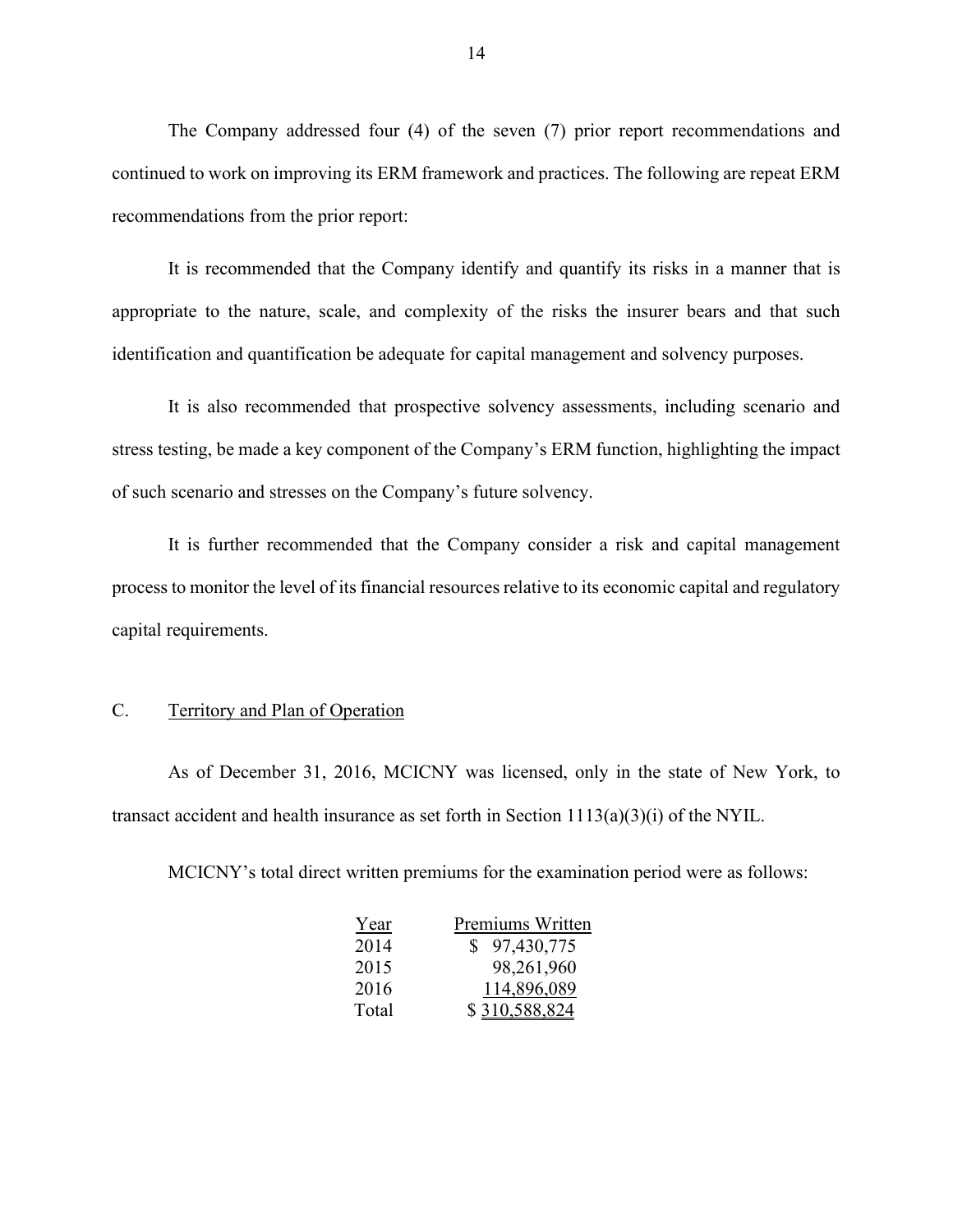The Company addressed four (4) of the seven (7) prior report recommendations and continued to work on improving its ERM framework and practices. The following are repeat ERM recommendations from the prior report:

It is recommended that the Company identify and quantify its risks in a manner that is appropriate to the nature, scale, and complexity of the risks the insurer bears and that such identification and quantification be adequate for capital management and solvency purposes.

It is also recommended that prospective solvency assessments, including scenario and stress testing, be made a key component of the Company's ERM function, highlighting the impact of such scenario and stresses on the Company's future solvency.

It is further recommended that the Company consider a risk and capital management process to monitor the level of its financial resources relative to its economic capital and regulatory capital requirements.

## C. Territory and Plan of Operation

As of December 31, 2016, MCICNY was licensed, only in the state of New York, to transact accident and health insurance as set forth in Section 1113(a)(3)(i) of the NYIL.

MCICNY's total direct written premiums for the examination period were as follows:

| Year | Premiums Written |
|---|---|
| 2014 | $ 97,430,775 |
| 2015 | 98,261,960 |
| 2016 | 114,896,089 |
| Total | $ 310,588,824 |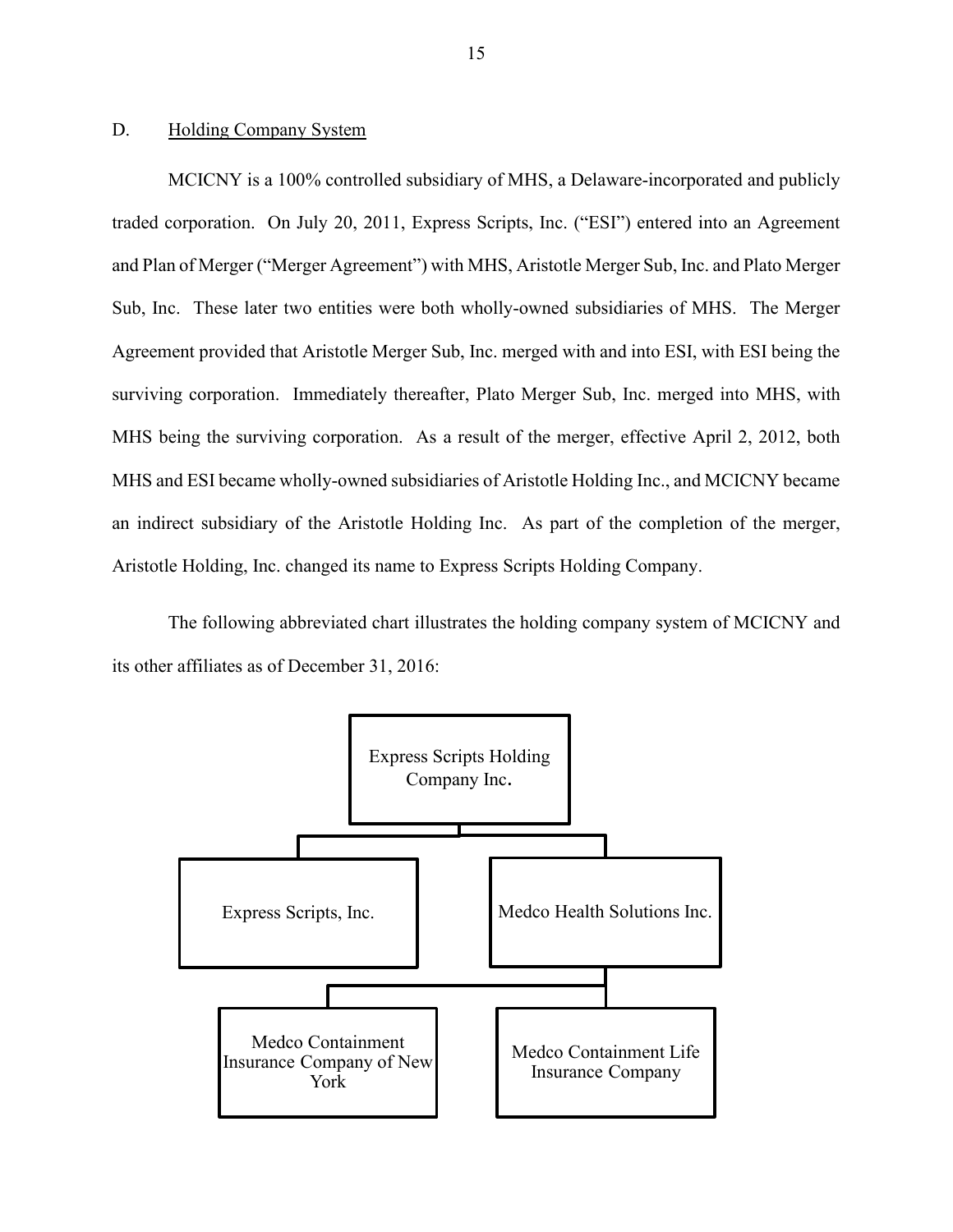## D. Holding Company System

MCICNY is a 100% controlled subsidiary of MHS, a Delaware-incorporated and publicly traded corporation. On July 20, 2011, Express Scripts, Inc. ("ESI") entered into an Agreement and Plan of Merger ("Merger Agreement") with MHS, Aristotle Merger Sub, Inc. and Plato Merger Sub, Inc. These later two entities were both wholly-owned subsidiaries of MHS. The Merger Agreement provided that Aristotle Merger Sub, Inc. merged with and into ESI, with ESI being the surviving corporation. Immediately thereafter, Plato Merger Sub, Inc. merged into MHS, with MHS being the surviving corporation. As a result of the merger, effective April 2, 2012, both MHS and ESI became wholly-owned subsidiaries of Aristotle Holding Inc., and MCICNY became an indirect subsidiary of the Aristotle Holding Inc. As part of the completion of the merger, Aristotle Holding, Inc. changed its name to Express Scripts Holding Company.

The following abbreviated chart illustrates the holding company system of MCICNY and its other affiliates as of December 31, 2016:

- Express Scripts Holding Company Inc.
  - Express Scripts, Inc.
  - Medco Health Solutions Inc.
    - Medco Containment Insurance Company of New York
    - Medco Containment Life Insurance Company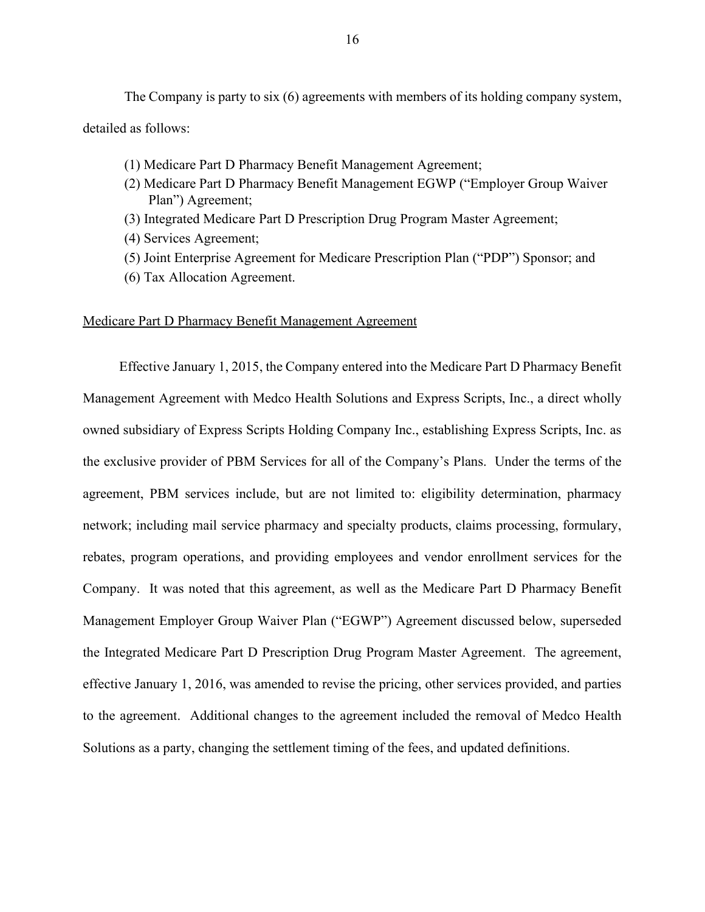The Company is party to six (6) agreements with members of its holding company system, detailed as follows:

(1) Medicare Part D Pharmacy Benefit Management Agreement;
(2) Medicare Part D Pharmacy Benefit Management EGWP ("Employer Group Waiver Plan") Agreement;
(3) Integrated Medicare Part D Prescription Drug Program Master Agreement;
(4) Services Agreement;
(5) Joint Enterprise Agreement for Medicare Prescription Plan ("PDP") Sponsor; and
(6) Tax Allocation Agreement.

<u>Medicare Part D Pharmacy Benefit Management Agreement</u>

Effective January 1, 2015, the Company entered into the Medicare Part D Pharmacy Benefit Management Agreement with Medco Health Solutions and Express Scripts, Inc., a direct wholly owned subsidiary of Express Scripts Holding Company Inc., establishing Express Scripts, Inc. as the exclusive provider of PBM Services for all of the Company's Plans. Under the terms of the agreement, PBM services include, but are not limited to: eligibility determination, pharmacy network; including mail service pharmacy and specialty products, claims processing, formulary, rebates, program operations, and providing employees and vendor enrollment services for the Company. It was noted that this agreement, as well as the Medicare Part D Pharmacy Benefit Management Employer Group Waiver Plan ("EGWP") Agreement discussed below, superseded the Integrated Medicare Part D Prescription Drug Program Master Agreement. The agreement, effective January 1, 2016, was amended to revise the pricing, other services provided, and parties to the agreement. Additional changes to the agreement included the removal of Medco Health Solutions as a party, changing the settlement timing of the fees, and updated definitions.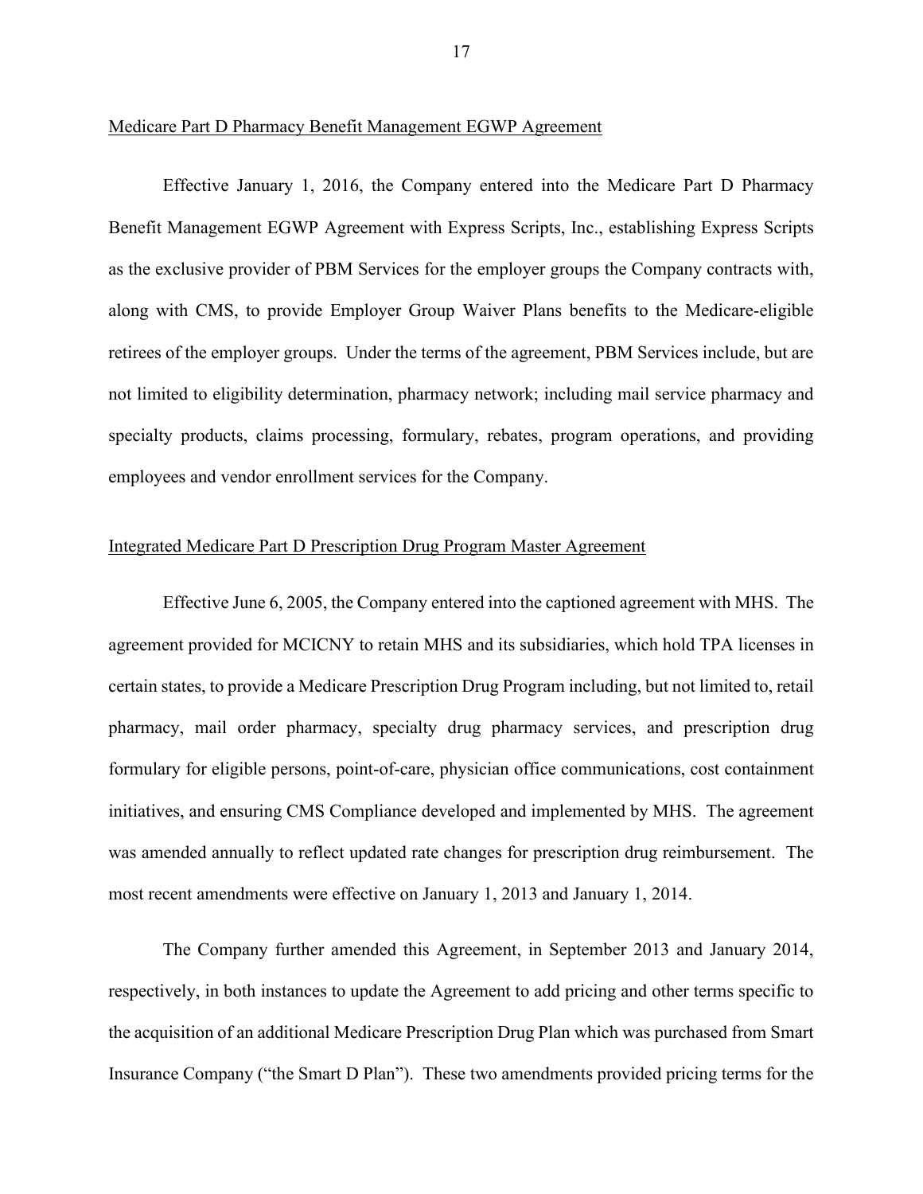Medicare Part D Pharmacy Benefit Management EGWP Agreement

Effective January 1, 2016, the Company entered into the Medicare Part D Pharmacy Benefit Management EGWP Agreement with Express Scripts, Inc., establishing Express Scripts as the exclusive provider of PBM Services for the employer groups the Company contracts with, along with CMS, to provide Employer Group Waiver Plans benefits to the Medicare-eligible retirees of the employer groups. Under the terms of the agreement, PBM Services include, but are not limited to eligibility determination, pharmacy network; including mail service pharmacy and specialty products, claims processing, formulary, rebates, program operations, and providing employees and vendor enrollment services for the Company.

Integrated Medicare Part D Prescription Drug Program Master Agreement

Effective June 6, 2005, the Company entered into the captioned agreement with MHS. The agreement provided for MCICNY to retain MHS and its subsidiaries, which hold TPA licenses in certain states, to provide a Medicare Prescription Drug Program including, but not limited to, retail pharmacy, mail order pharmacy, specialty drug pharmacy services, and prescription drug formulary for eligible persons, point-of-care, physician office communications, cost containment initiatives, and ensuring CMS Compliance developed and implemented by MHS. The agreement was amended annually to reflect updated rate changes for prescription drug reimbursement. The most recent amendments were effective on January 1, 2013 and January 1, 2014.

The Company further amended this Agreement, in September 2013 and January 2014, respectively, in both instances to update the Agreement to add pricing and other terms specific to the acquisition of an additional Medicare Prescription Drug Plan which was purchased from Smart Insurance Company ("the Smart D Plan"). These two amendments provided pricing terms for the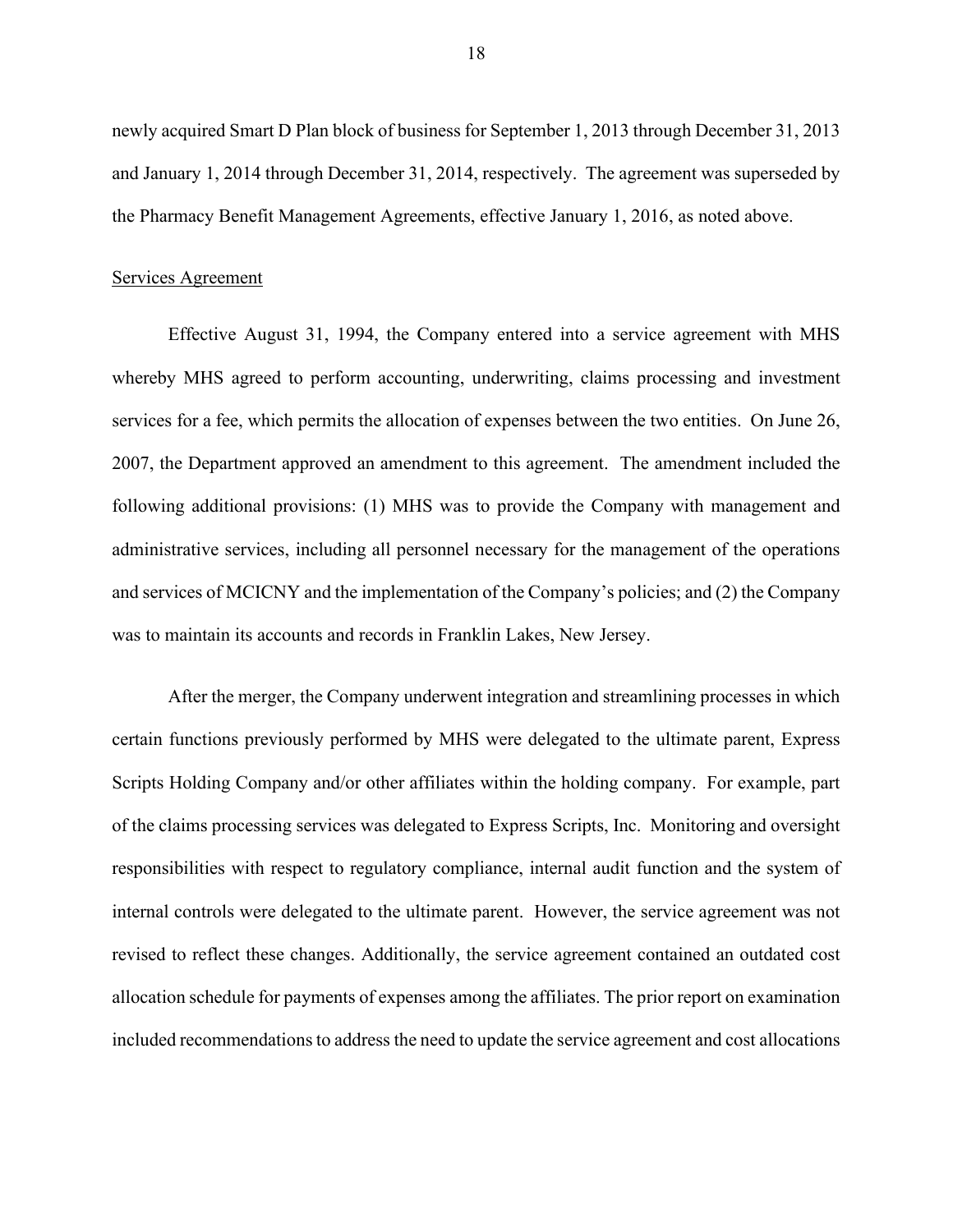newly acquired Smart D Plan block of business for September 1, 2013 through December 31, 2013 and January 1, 2014 through December 31, 2014, respectively. The agreement was superseded by the Pharmacy Benefit Management Agreements, effective January 1, 2016, as noted above.

Services Agreement

Effective August 31, 1994, the Company entered into a service agreement with MHS whereby MHS agreed to perform accounting, underwriting, claims processing and investment services for a fee, which permits the allocation of expenses between the two entities. On June 26, 2007, the Department approved an amendment to this agreement. The amendment included the following additional provisions: (1) MHS was to provide the Company with management and administrative services, including all personnel necessary for the management of the operations and services of MCICNY and the implementation of the Company's policies; and (2) the Company was to maintain its accounts and records in Franklin Lakes, New Jersey.

After the merger, the Company underwent integration and streamlining processes in which certain functions previously performed by MHS were delegated to the ultimate parent, Express Scripts Holding Company and/or other affiliates within the holding company. For example, part of the claims processing services was delegated to Express Scripts, Inc. Monitoring and oversight responsibilities with respect to regulatory compliance, internal audit function and the system of internal controls were delegated to the ultimate parent. However, the service agreement was not revised to reflect these changes. Additionally, the service agreement contained an outdated cost allocation schedule for payments of expenses among the affiliates. The prior report on examination included recommendations to address the need to update the service agreement and cost allocations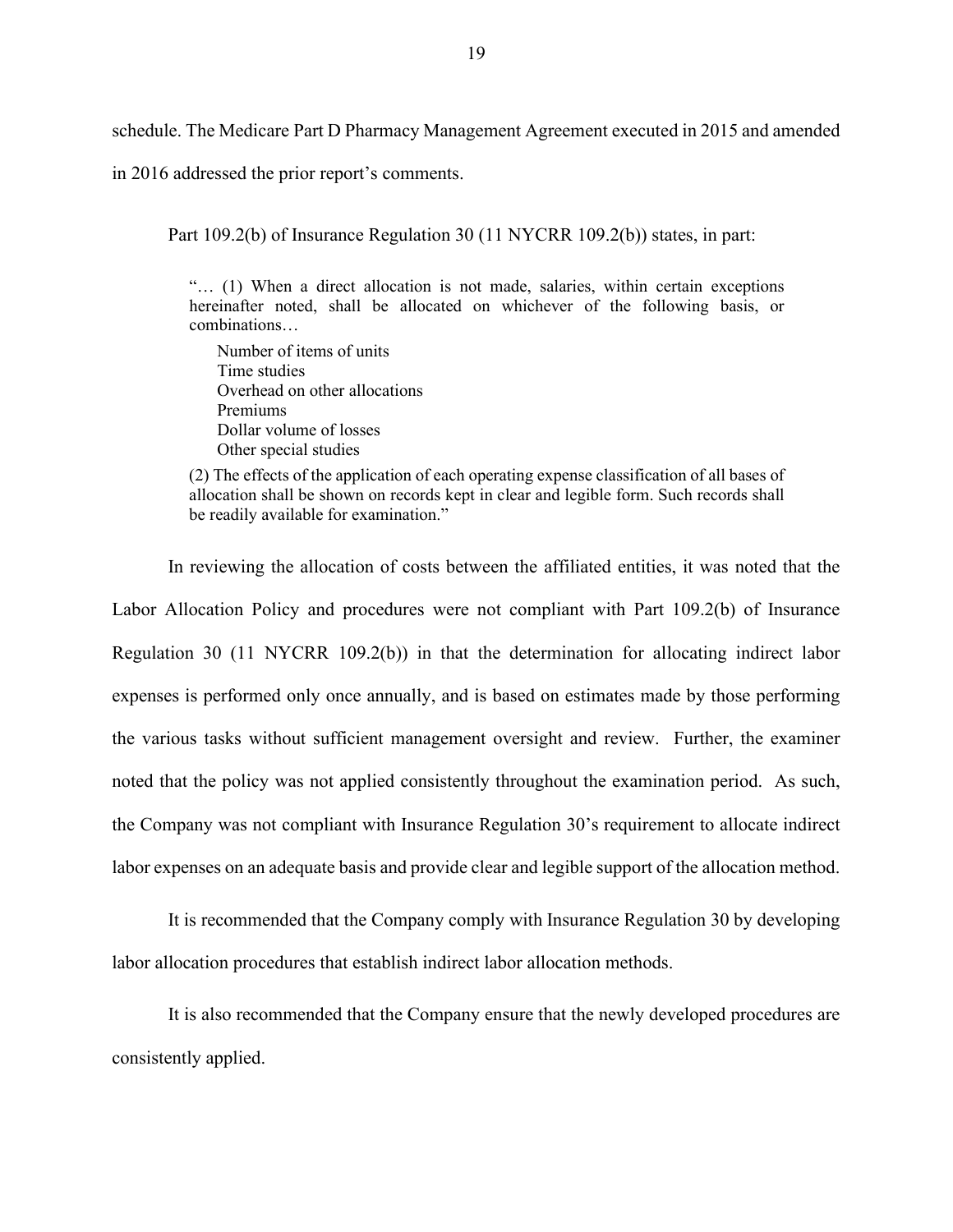schedule. The Medicare Part D Pharmacy Management Agreement executed in 2015 and amended in 2016 addressed the prior report's comments.

Part 109.2(b) of Insurance Regulation 30 (11 NYCRR 109.2(b)) states, in part:

> "… (1) When a direct allocation is not made, salaries, within certain exceptions hereinafter noted, shall be allocated on whichever of the following basis, or combinations…
>
> Number of items of units
> Time studies
> Overhead on other allocations
> Premiums
> Dollar volume of losses
> Other special studies
>
> (2) The effects of the application of each operating expense classification of all bases of allocation shall be shown on records kept in clear and legible form. Such records shall be readily available for examination."

In reviewing the allocation of costs between the affiliated entities, it was noted that the Labor Allocation Policy and procedures were not compliant with Part 109.2(b) of Insurance Regulation 30 (11 NYCRR 109.2(b)) in that the determination for allocating indirect labor expenses is performed only once annually, and is based on estimates made by those performing the various tasks without sufficient management oversight and review. Further, the examiner noted that the policy was not applied consistently throughout the examination period. As such, the Company was not compliant with Insurance Regulation 30's requirement to allocate indirect labor expenses on an adequate basis and provide clear and legible support of the allocation method.

It is recommended that the Company comply with Insurance Regulation 30 by developing labor allocation procedures that establish indirect labor allocation methods.

It is also recommended that the Company ensure that the newly developed procedures are consistently applied.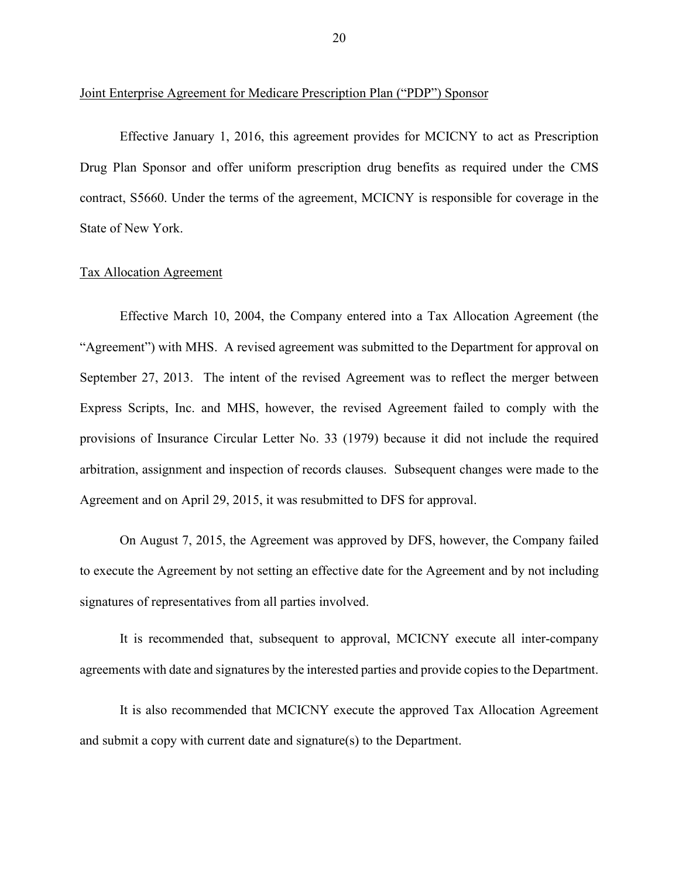Joint Enterprise Agreement for Medicare Prescription Plan ("PDP") Sponsor

Effective January 1, 2016, this agreement provides for MCICNY to act as Prescription Drug Plan Sponsor and offer uniform prescription drug benefits as required under the CMS contract, S5660. Under the terms of the agreement, MCICNY is responsible for coverage in the State of New York.

Tax Allocation Agreement

Effective March 10, 2004, the Company entered into a Tax Allocation Agreement (the "Agreement") with MHS. A revised agreement was submitted to the Department for approval on September 27, 2013. The intent of the revised Agreement was to reflect the merger between Express Scripts, Inc. and MHS, however, the revised Agreement failed to comply with the provisions of Insurance Circular Letter No. 33 (1979) because it did not include the required arbitration, assignment and inspection of records clauses. Subsequent changes were made to the Agreement and on April 29, 2015, it was resubmitted to DFS for approval.

On August 7, 2015, the Agreement was approved by DFS, however, the Company failed to execute the Agreement by not setting an effective date for the Agreement and by not including signatures of representatives from all parties involved.

It is recommended that, subsequent to approval, MCICNY execute all inter-company agreements with date and signatures by the interested parties and provide copies to the Department.

It is also recommended that MCICNY execute the approved Tax Allocation Agreement and submit a copy with current date and signature(s) to the Department.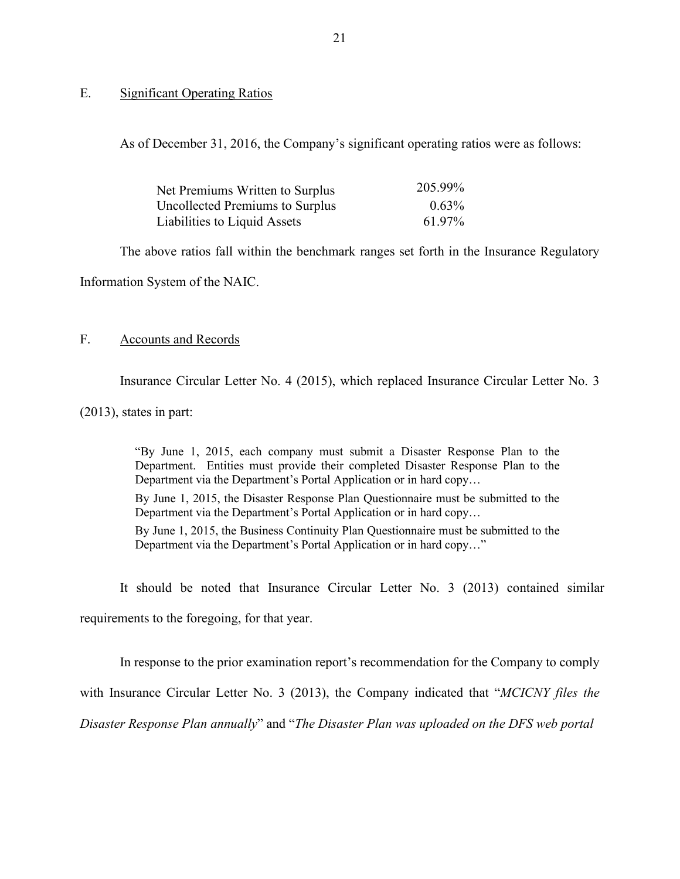## E. Significant Operating Ratios

As of December 31, 2016, the Company's significant operating ratios were as follows:

| | |
|---|---|
| Net Premiums Written to Surplus | 205.99% |
| Uncollected Premiums to Surplus | 0.63% |
| Liabilities to Liquid Assets | 61.97% |

The above ratios fall within the benchmark ranges set forth in the Insurance Regulatory Information System of the NAIC.

## F. Accounts and Records

Insurance Circular Letter No. 4 (2015), which replaced Insurance Circular Letter No. 3 (2013), states in part:

> "By June 1, 2015, each company must submit a Disaster Response Plan to the Department. Entities must provide their completed Disaster Response Plan to the Department via the Department's Portal Application or in hard copy…
>
> By June 1, 2015, the Disaster Response Plan Questionnaire must be submitted to the Department via the Department's Portal Application or in hard copy…
>
> By June 1, 2015, the Business Continuity Plan Questionnaire must be submitted to the Department via the Department's Portal Application or in hard copy…"

It should be noted that Insurance Circular Letter No. 3 (2013) contained similar requirements to the foregoing, for that year.

In response to the prior examination report's recommendation for the Company to comply with Insurance Circular Letter No. 3 (2013), the Company indicated that "*MCICNY files the Disaster Response Plan annually*" and "*The Disaster Plan was uploaded on the DFS web portal*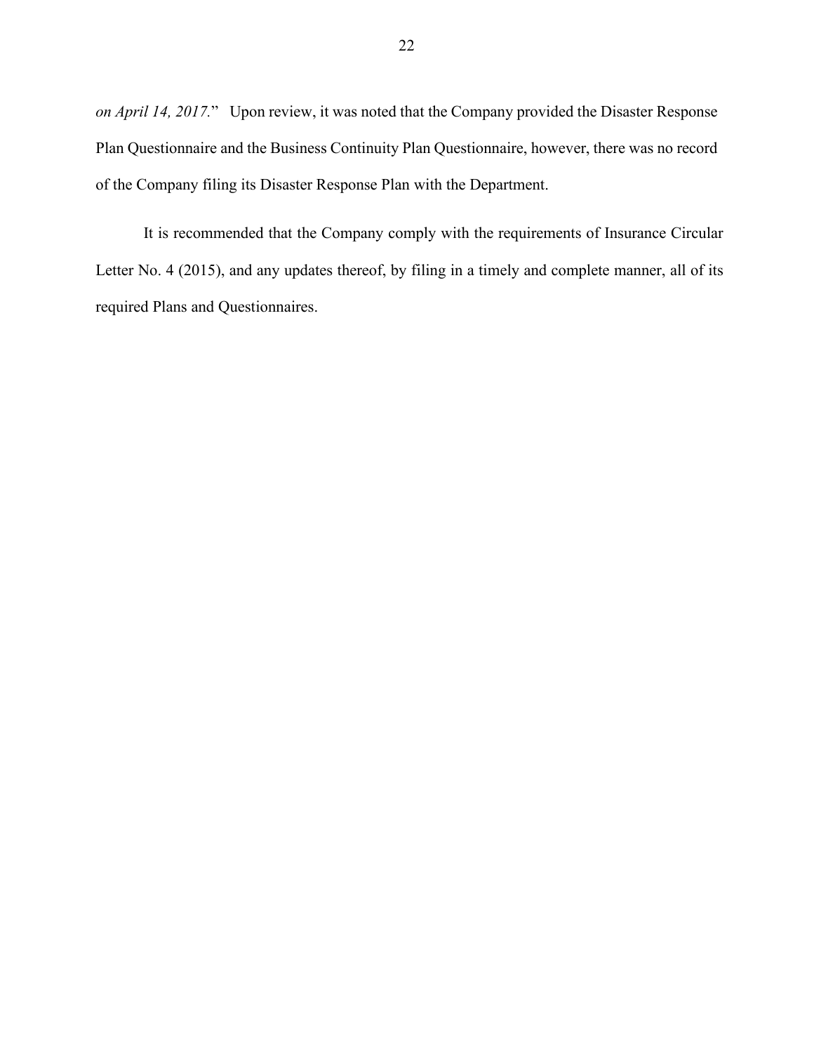*on April 14, 2017*." Upon review, it was noted that the Company provided the Disaster Response Plan Questionnaire and the Business Continuity Plan Questionnaire, however, there was no record of the Company filing its Disaster Response Plan with the Department.

It is recommended that the Company comply with the requirements of Insurance Circular Letter No. 4 (2015), and any updates thereof, by filing in a timely and complete manner, all of its required Plans and Questionnaires.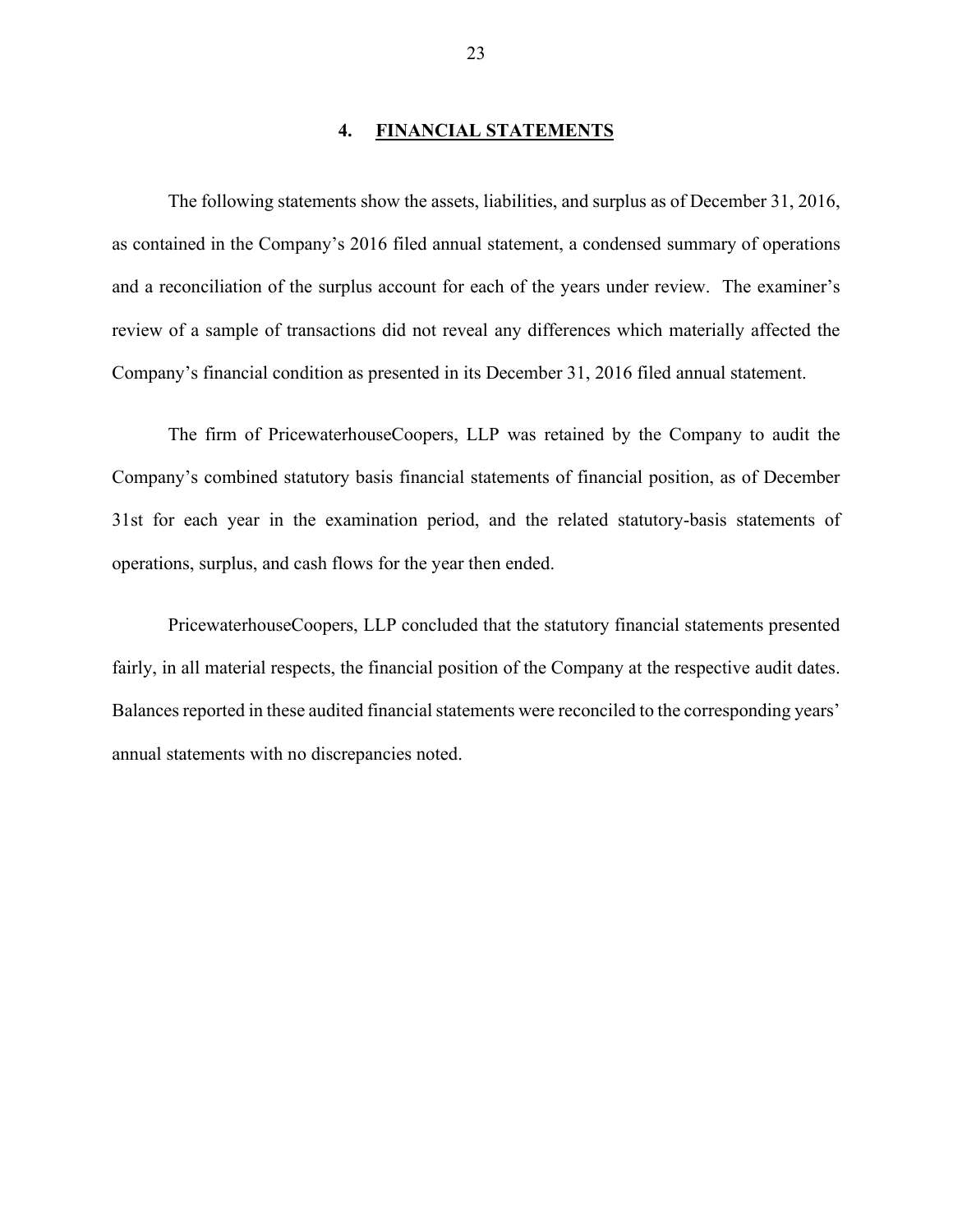## 4. FINANCIAL STATEMENTS

The following statements show the assets, liabilities, and surplus as of December 31, 2016, as contained in the Company's 2016 filed annual statement, a condensed summary of operations and a reconciliation of the surplus account for each of the years under review. The examiner's review of a sample of transactions did not reveal any differences which materially affected the Company's financial condition as presented in its December 31, 2016 filed annual statement.

The firm of PricewaterhouseCoopers, LLP was retained by the Company to audit the Company's combined statutory basis financial statements of financial position, as of December 31st for each year in the examination period, and the related statutory-basis statements of operations, surplus, and cash flows for the year then ended.

PricewaterhouseCoopers, LLP concluded that the statutory financial statements presented fairly, in all material respects, the financial position of the Company at the respective audit dates. Balances reported in these audited financial statements were reconciled to the corresponding years' annual statements with no discrepancies noted.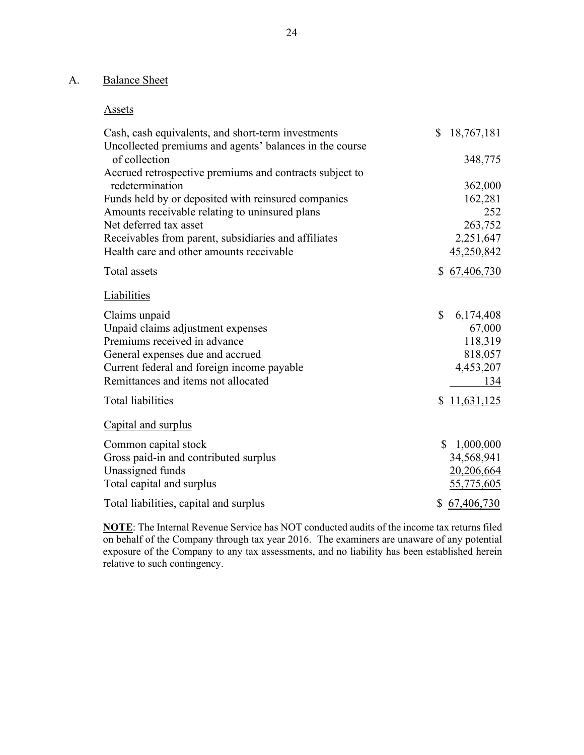## A. Balance Sheet

### Assets

| | |
|---|---|
| Cash, cash equivalents, and short-term investments | $ 18,767,181 |
| Uncollected premiums and agents' balances in the course of collection | 348,775 |
| Accrued retrospective premiums and contracts subject to redetermination | 362,000 |
| Funds held by or deposited with reinsured companies | 162,281 |
| Amounts receivable relating to uninsured plans | 252 |
| Net deferred tax asset | 263,752 |
| Receivables from parent, subsidiaries and affiliates | 2,251,647 |
| Health care and other amounts receivable | 45,250,842 |
| Total assets | $ 67,406,730 |

### Liabilities

| | |
|---|---|
| Claims unpaid | $ 6,174,408 |
| Unpaid claims adjustment expenses | 67,000 |
| Premiums received in advance | 118,319 |
| General expenses due and accrued | 818,057 |
| Current federal and foreign income payable | 4,453,207 |
| Remittances and items not allocated | 134 |
| Total liabilities | $ 11,631,125 |

### Capital and surplus

| | |
|---|---|
| Common capital stock | $ 1,000,000 |
| Gross paid-in and contributed surplus | 34,568,941 |
| Unassigned funds | 20,206,664 |
| Total capital and surplus | 55,775,605 |
| Total liabilities, capital and surplus | $ 67,406,730 |

**NOTE**: The Internal Revenue Service has NOT conducted audits of the income tax returns filed on behalf of the Company through tax year 2016. The examiners are unaware of any potential exposure of the Company to any tax assessments, and no liability has been established herein relative to such contingency.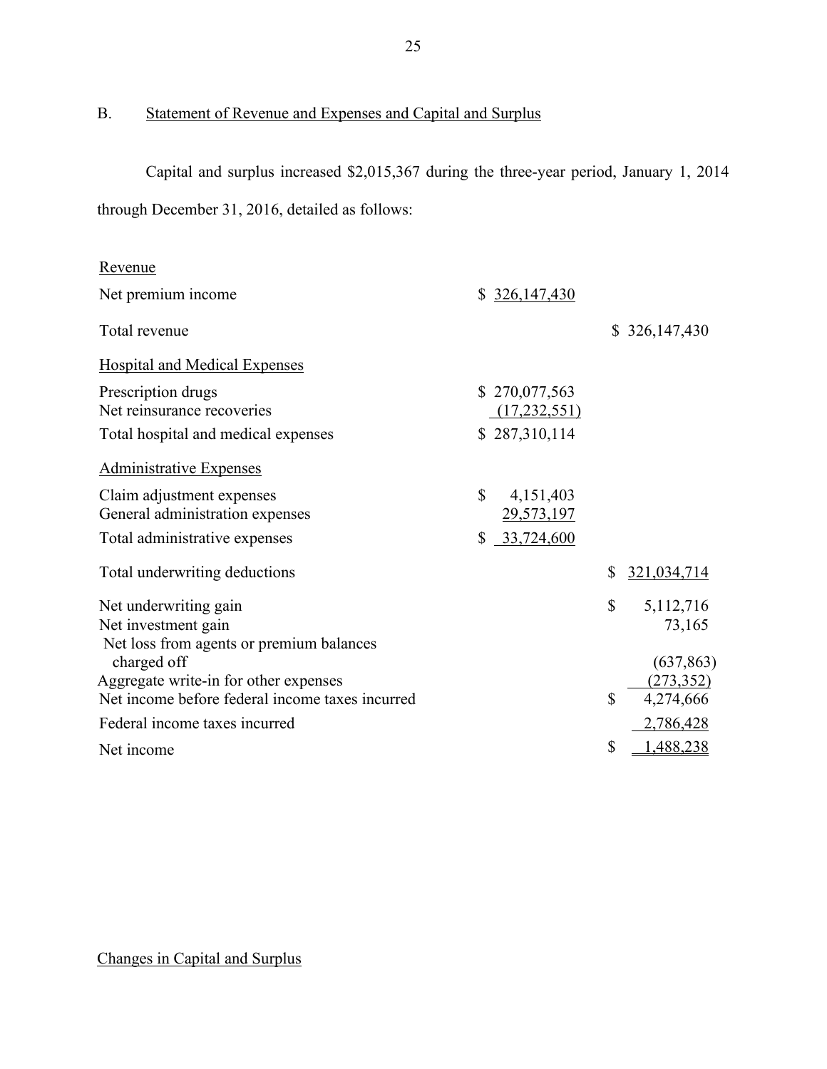## B. Statement of Revenue and Expenses and Capital and Surplus

Capital and surplus increased $2,015,367 during the three-year period, January 1, 2014 through December 31, 2016, detailed as follows:

| | | |
|---|---|---|
| **Revenue** | | |
| Net premium income | $ 326,147,430 | |
| Total revenue | | $ 326,147,430 |
| **Hospital and Medical Expenses** | | |
| Prescription drugs | $ 270,077,563 | |
| Net reinsurance recoveries | (17,232,551) | |
| Total hospital and medical expenses | $ 287,310,114 | |
| **Administrative Expenses** | | |
| Claim adjustment expenses | $ 4,151,403 | |
| General administration expenses | 29,573,197 | |
| Total administrative expenses | $ 33,724,600 | |
| Total underwriting deductions | | $ 321,034,714 |
| Net underwriting gain | | $ 5,112,716 |
| Net investment gain | | 73,165 |
| Net loss from agents or premium balances charged off | | (637,863) |
| Aggregate write-in for other expenses | | (273,352) |
| Net income before federal income taxes incurred | | $ 4,274,666 |
| Federal income taxes incurred | | 2,786,428 |
| Net income | | $ 1,488,238 |

Changes in Capital and Surplus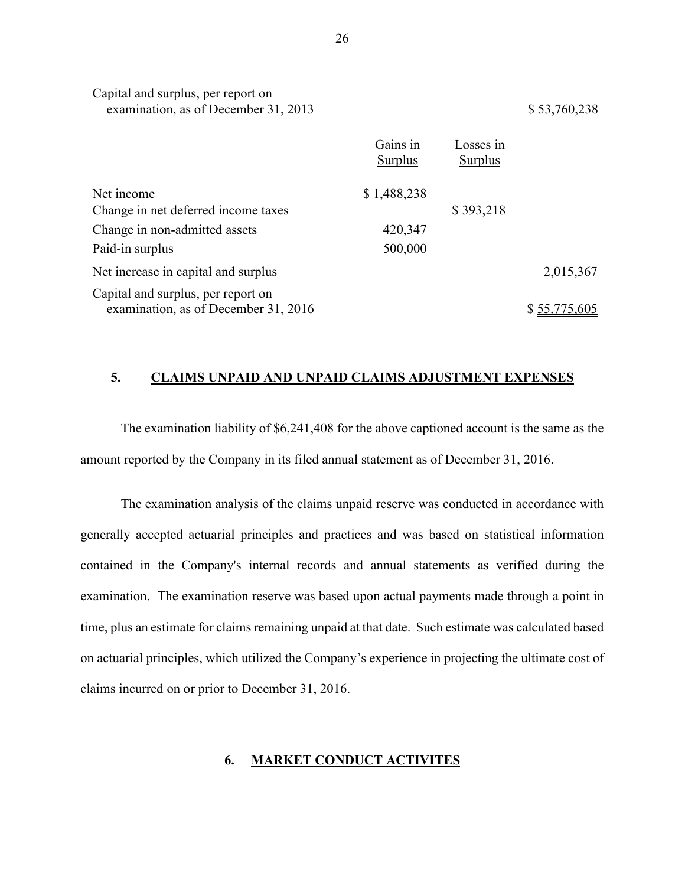| | Gains in Surplus | Losses in Surplus | |
|---|---|---|---|
| Capital and surplus, per report on examination, as of December 31, 2013 | | | $ 53,760,238 |
| Net income | $ 1,488,238 | | |
| Change in net deferred income taxes | | $ 393,218 | |
| Change in non-admitted assets | 420,347 | | |
| Paid-in surplus | 500,000 | | |
| Net increase in capital and surplus | | | 2,015,367 |
| Capital and surplus, per report on examination, as of December 31, 2016 | | | $ 55,775,605 |

## 5. CLAIMS UNPAID AND UNPAID CLAIMS ADJUSTMENT EXPENSES

The examination liability of $6,241,408 for the above captioned account is the same as the amount reported by the Company in its filed annual statement as of December 31, 2016.

The examination analysis of the claims unpaid reserve was conducted in accordance with generally accepted actuarial principles and practices and was based on statistical information contained in the Company's internal records and annual statements as verified during the examination. The examination reserve was based upon actual payments made through a point in time, plus an estimate for claims remaining unpaid at that date. Such estimate was calculated based on actuarial principles, which utilized the Company's experience in projecting the ultimate cost of claims incurred on or prior to December 31, 2016.

## 6. MARKET CONDUCT ACTIVITES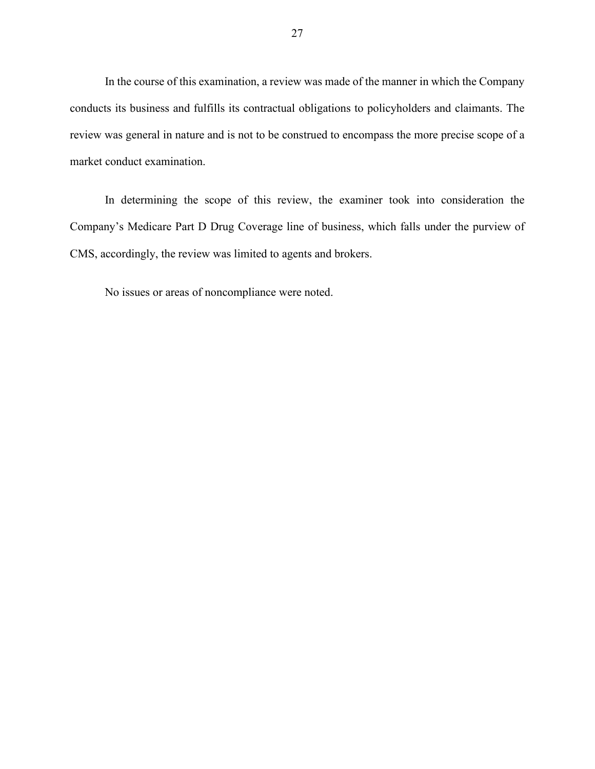In the course of this examination, a review was made of the manner in which the Company conducts its business and fulfills its contractual obligations to policyholders and claimants. The review was general in nature and is not to be construed to encompass the more precise scope of a market conduct examination.

In determining the scope of this review, the examiner took into consideration the Company's Medicare Part D Drug Coverage line of business, which falls under the purview of CMS, accordingly, the review was limited to agents and brokers.

No issues or areas of noncompliance were noted.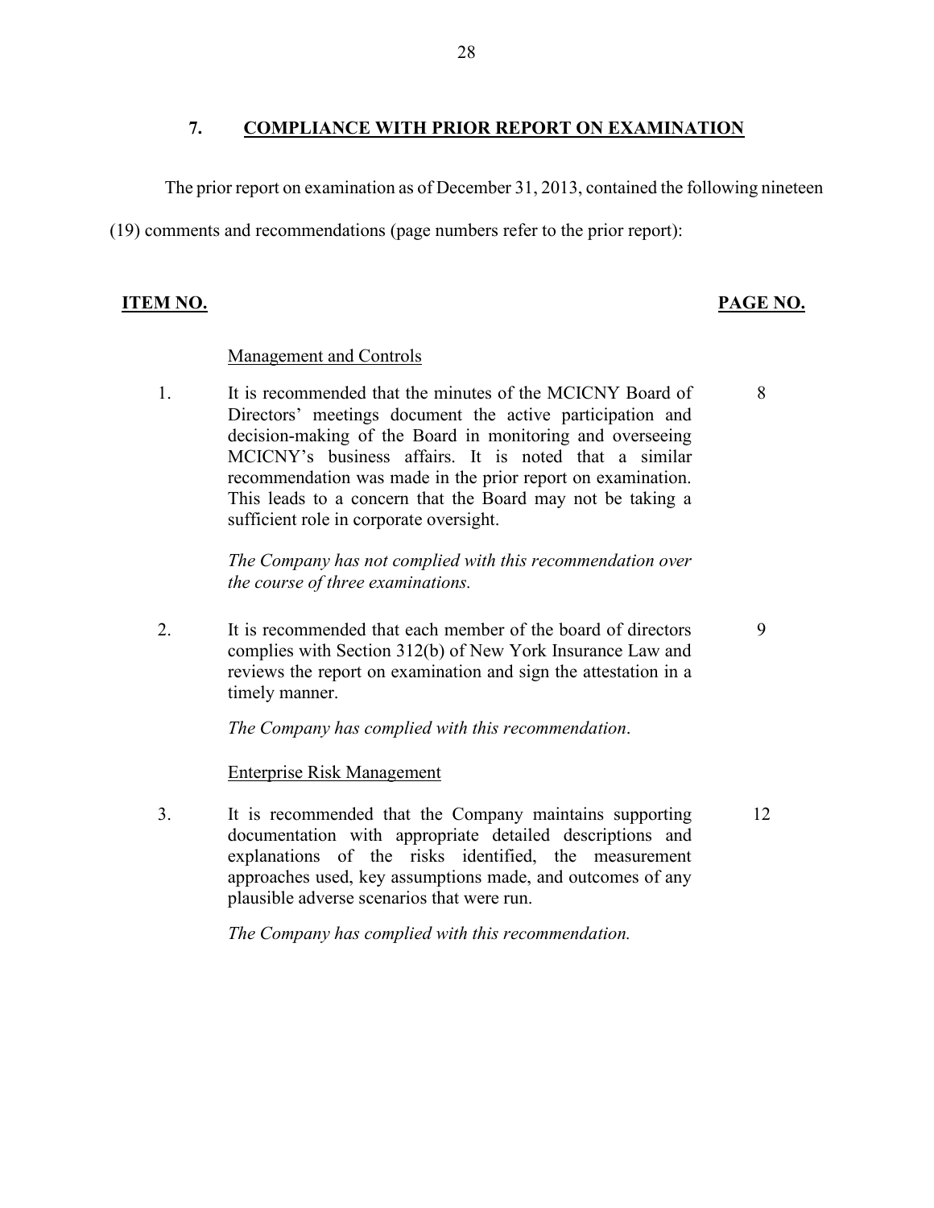## 7. COMPLIANCE WITH PRIOR REPORT ON EXAMINATION

The prior report on examination as of December 31, 2013, contained the following nineteen (19) comments and recommendations (page numbers refer to the prior report):

| ITEM NO. | | PAGE NO. |
|---|---|---|
| | Management and Controls | |
| 1. | It is recommended that the minutes of the MCICNY Board of Directors' meetings document the active participation and decision-making of the Board in monitoring and overseeing MCICNY's business affairs. It is noted that a similar recommendation was made in the prior report on examination. This leads to a concern that the Board may not be taking a sufficient role in corporate oversight.<br><br>*The Company has not complied with this recommendation over the course of three examinations.* | 8 |
| 2. | It is recommended that each member of the board of directors complies with Section 312(b) of New York Insurance Law and reviews the report on examination and sign the attestation in a timely manner.<br><br>*The Company has complied with this recommendation.* | 9 |
| | Enterprise Risk Management | |
| 3. | It is recommended that the Company maintains supporting documentation with appropriate detailed descriptions and explanations of the risks identified, the measurement approaches used, key assumptions made, and outcomes of any plausible adverse scenarios that were run.<br><br>*The Company has complied with this recommendation.* | 12 |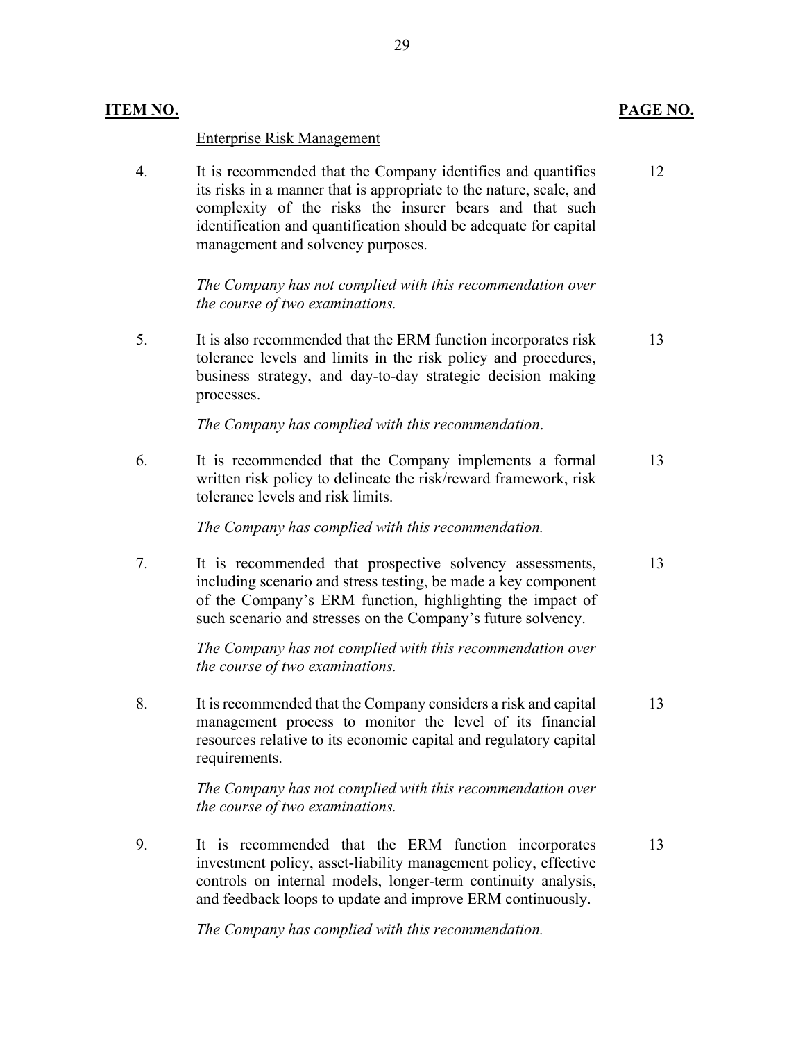| ITEM NO. | | PAGE NO. |
|---|---|---|
| | Enterprise Risk Management | |
| 4. | It is recommended that the Company identifies and quantifies its risks in a manner that is appropriate to the nature, scale, and complexity of the risks the insurer bears and that such identification and quantification should be adequate for capital management and solvency purposes.<br><br>*The Company has not complied with this recommendation over the course of two examinations.* | 12 |
| 5. | It is also recommended that the ERM function incorporates risk tolerance levels and limits in the risk policy and procedures, business strategy, and day-to-day strategic decision making processes.<br><br>*The Company has complied with this recommendation*. | 13 |
| 6. | It is recommended that the Company implements a formal written risk policy to delineate the risk/reward framework, risk tolerance levels and risk limits.<br><br>*The Company has complied with this recommendation.* | 13 |
| 7. | It is recommended that prospective solvency assessments, including scenario and stress testing, be made a key component of the Company's ERM function, highlighting the impact of such scenario and stresses on the Company's future solvency.<br><br>*The Company has not complied with this recommendation over the course of two examinations.* | 13 |
| 8. | It is recommended that the Company considers a risk and capital management process to monitor the level of its financial resources relative to its economic capital and regulatory capital requirements.<br><br>*The Company has not complied with this recommendation over the course of two examinations.* | 13 |
| 9. | It is recommended that the ERM function incorporates investment policy, asset-liability management policy, effective controls on internal models, longer-term continuity analysis, and feedback loops to update and improve ERM continuously.<br><br>*The Company has complied with this recommendation.* | 13 |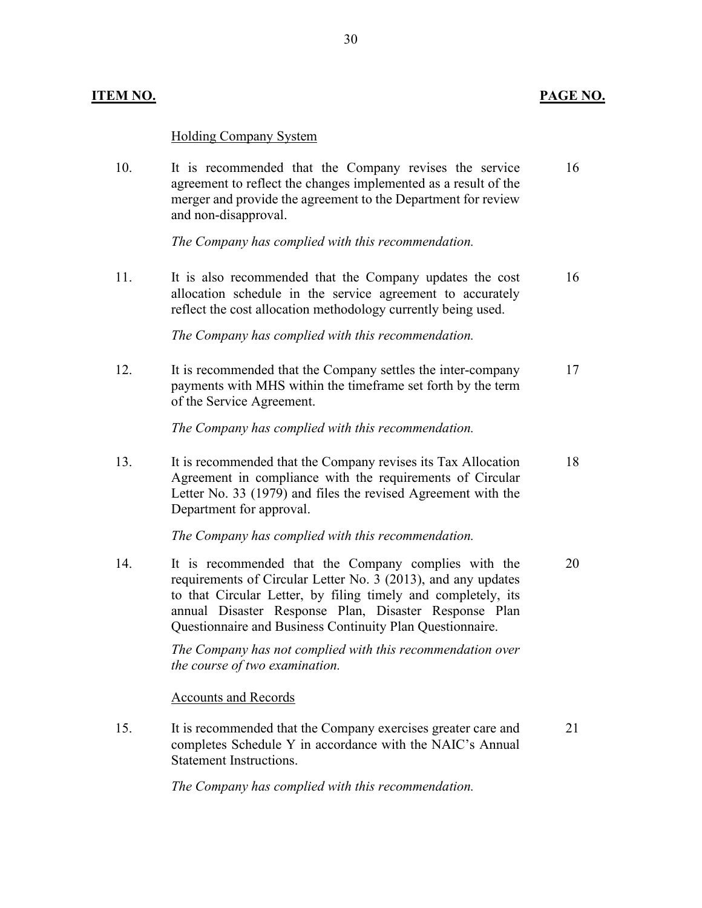| ITEM NO. | | PAGE NO. |
|---|---|---|
| | Holding Company System | |
| 10. | It is recommended that the Company revises the service agreement to reflect the changes implemented as a result of the merger and provide the agreement to the Department for review and non-disapproval.<br><br>*The Company has complied with this recommendation.* | 16 |
| 11. | It is also recommended that the Company updates the cost allocation schedule in the service agreement to accurately reflect the cost allocation methodology currently being used.<br><br>*The Company has complied with this recommendation.* | 16 |
| 12. | It is recommended that the Company settles the inter-company payments with MHS within the timeframe set forth by the term of the Service Agreement.<br><br>*The Company has complied with this recommendation.* | 17 |
| 13. | It is recommended that the Company revises its Tax Allocation Agreement in compliance with the requirements of Circular Letter No. 33 (1979) and files the revised Agreement with the Department for approval.<br><br>*The Company has complied with this recommendation.* | 18 |
| 14. | It is recommended that the Company complies with the requirements of Circular Letter No. 3 (2013), and any updates to that Circular Letter, by filing timely and completely, its annual Disaster Response Plan, Disaster Response Plan Questionnaire and Business Continuity Plan Questionnaire.<br><br>*The Company has not complied with this recommendation over the course of two examination.* | 20 |
| | Accounts and Records | |
| 15. | It is recommended that the Company exercises greater care and completes Schedule Y in accordance with the NAIC's Annual Statement Instructions.<br><br>*The Company has complied with this recommendation.* | 21 |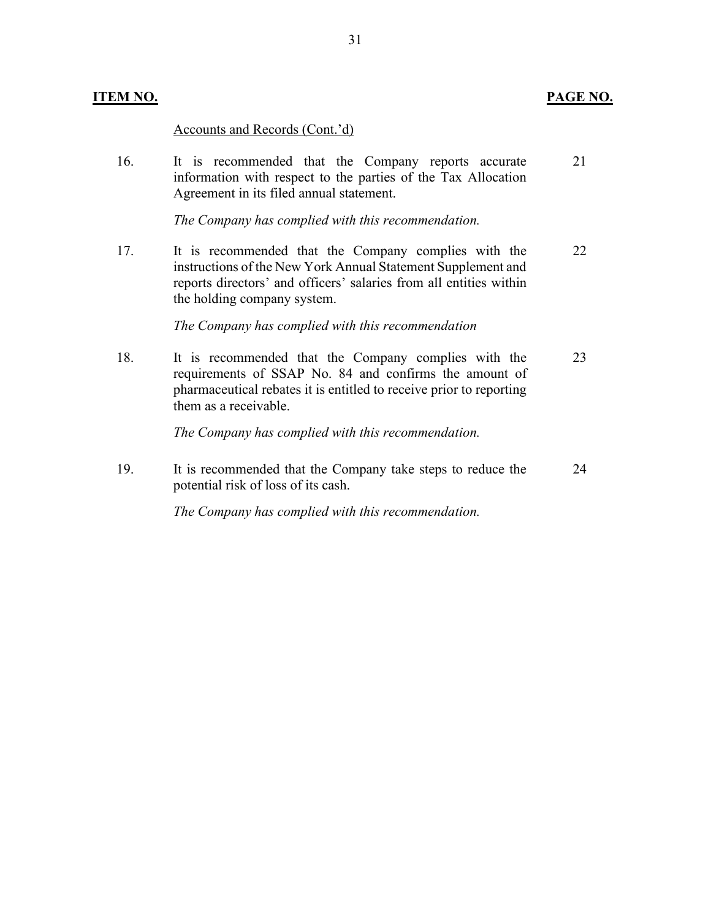| **ITEM NO.** | | **PAGE NO.** |
|---|---|---|
| | <u>Accounts and Records (Cont.'d)</u> | |
| 16. | It is recommended that the Company reports accurate information with respect to the parties of the Tax Allocation Agreement in its filed annual statement.<br><br>*The Company has complied with this recommendation.* | 21 |
| 17. | It is recommended that the Company complies with the instructions of the New York Annual Statement Supplement and reports directors' and officers' salaries from all entities within the holding company system.<br><br>*The Company has complied with this recommendation* | 22 |
| 18. | It is recommended that the Company complies with the requirements of SSAP No. 84 and confirms the amount of pharmaceutical rebates it is entitled to receive prior to reporting them as a receivable.<br><br>*The Company has complied with this recommendation.* | 23 |
| 19. | It is recommended that the Company take steps to reduce the potential risk of loss of its cash.<br><br>*The Company has complied with this recommendation.* | 24 |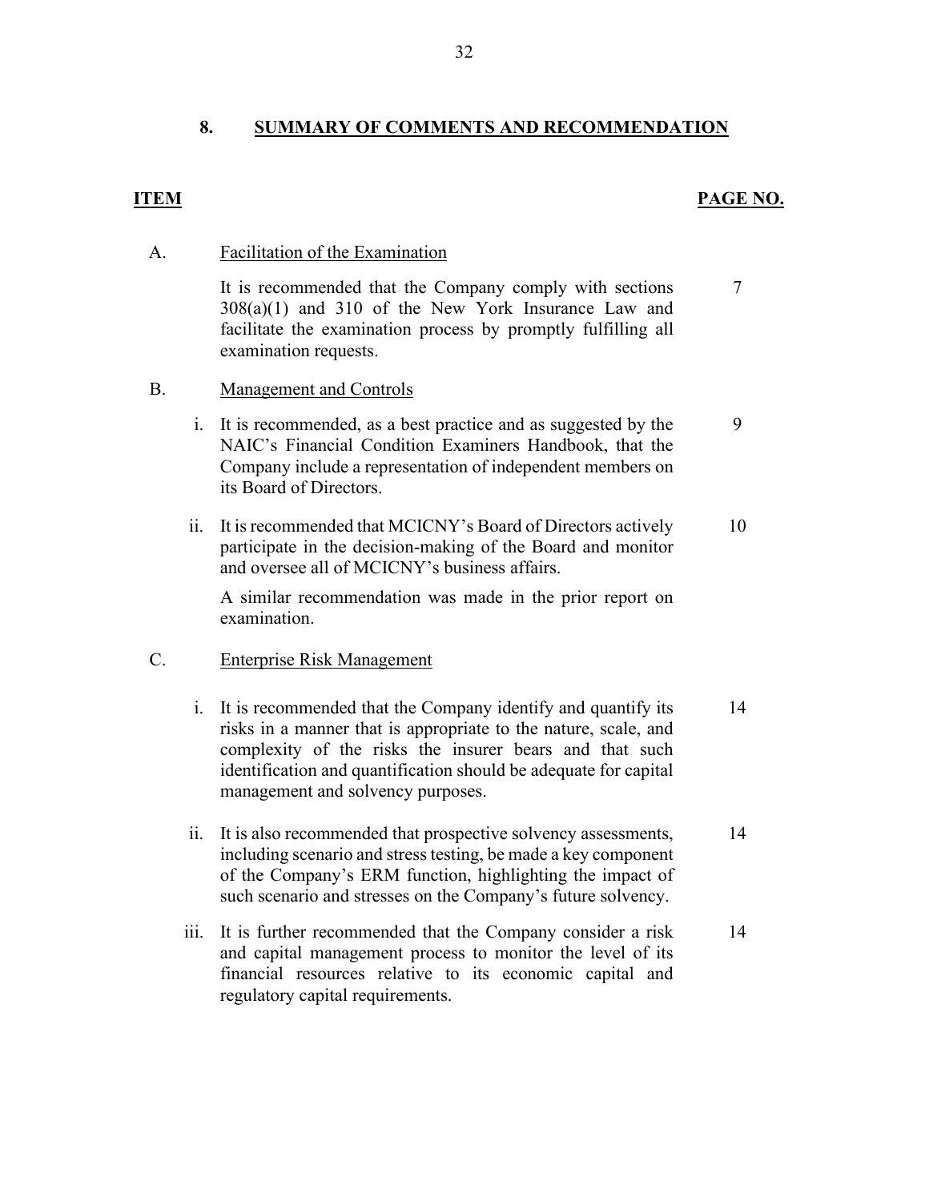## 8. SUMMARY OF COMMENTS AND RECOMMENDATION

| ITEM | | PAGE NO. |
|---|---|---|
| A. | **Facilitation of the Examination** | |
| | It is recommended that the Company comply with sections 308(a)(1) and 310 of the New York Insurance Law and facilitate the examination process by promptly fulfilling all examination requests. | 7 |
| B. | **Management and Controls** | |
| i. | It is recommended, as a best practice and as suggested by the NAIC's Financial Condition Examiners Handbook, that the Company include a representation of independent members on its Board of Directors. | 9 |
| ii. | It is recommended that MCICNY's Board of Directors actively participate in the decision-making of the Board and monitor and oversee all of MCICNY's business affairs. A similar recommendation was made in the prior report on examination. | 10 |
| C. | **Enterprise Risk Management** | |
| i. | It is recommended that the Company identify and quantify its risks in a manner that is appropriate to the nature, scale, and complexity of the risks the insurer bears and that such identification and quantification should be adequate for capital management and solvency purposes. | 14 |
| ii. | It is also recommended that prospective solvency assessments, including scenario and stress testing, be made a key component of the Company's ERM function, highlighting the impact of such scenario and stresses on the Company's future solvency. | 14 |
| iii. | It is further recommended that the Company consider a risk and capital management process to monitor the level of its financial resources relative to its economic capital and regulatory capital requirements. | 14 |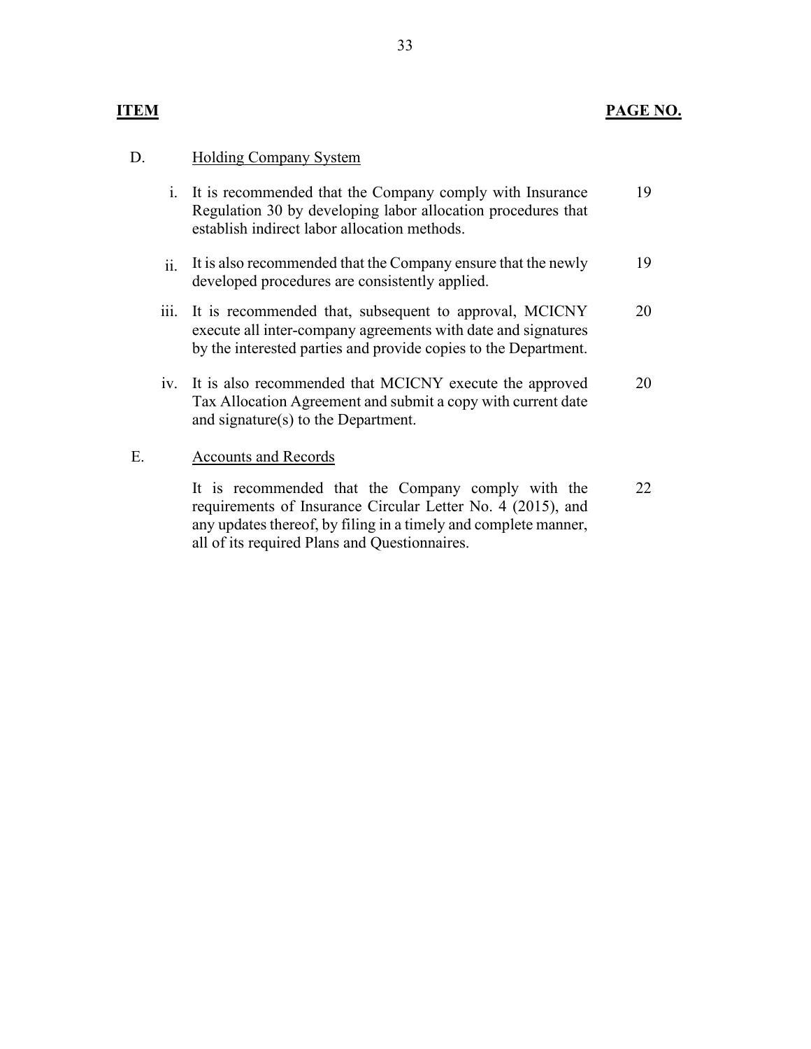| **ITEM** | | **PAGE NO.** |
|---|---|---|
| D. | Holding Company System | |
| i. | It is recommended that the Company comply with Insurance Regulation 30 by developing labor allocation procedures that establish indirect labor allocation methods. | 19 |
| ii. | It is also recommended that the Company ensure that the newly developed procedures are consistently applied. | 19 |
| iii. | It is recommended that, subsequent to approval, MCICNY execute all inter-company agreements with date and signatures by the interested parties and provide copies to the Department. | 20 |
| iv. | It is also recommended that MCICNY execute the approved Tax Allocation Agreement and submit a copy with current date and signature(s) to the Department. | 20 |
| E. | Accounts and Records | |
| | It is recommended that the Company comply with the requirements of Insurance Circular Letter No. 4 (2015), and any updates thereof, by filing in a timely and complete manner, all of its required Plans and Questionnaires. | 22 |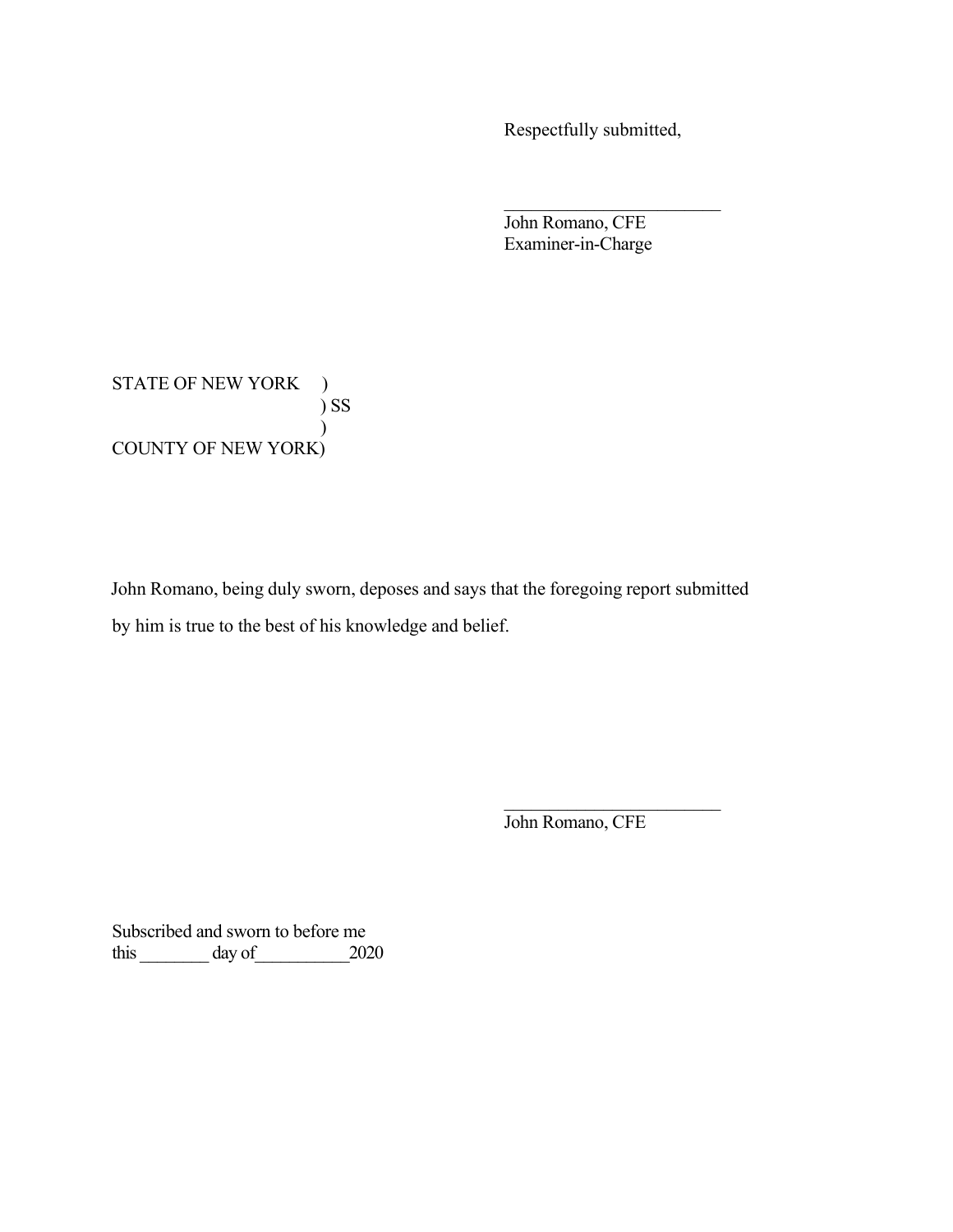Respectfully submitted,

\_\_\_\_\_\_\_\_\_\_\_\_\_\_\_\_\_\_\_\_\_\_\_\_\_

John Romano, CFE
Examiner-in-Charge

STATE OF NEW YORK )
) SS
)
COUNTY OF NEW YORK)

John Romano, being duly sworn, deposes and says that the foregoing report submitted by him is true to the best of his knowledge and belief.

\_\_\_\_\_\_\_\_\_\_\_\_\_\_\_\_\_\_\_\_\_\_\_\_\_

John Romano, CFE

Subscribed and sworn to before me
this \_\_\_\_\_\_\_\_ day of\_\_\_\_\_\_\_\_\_\_\_2020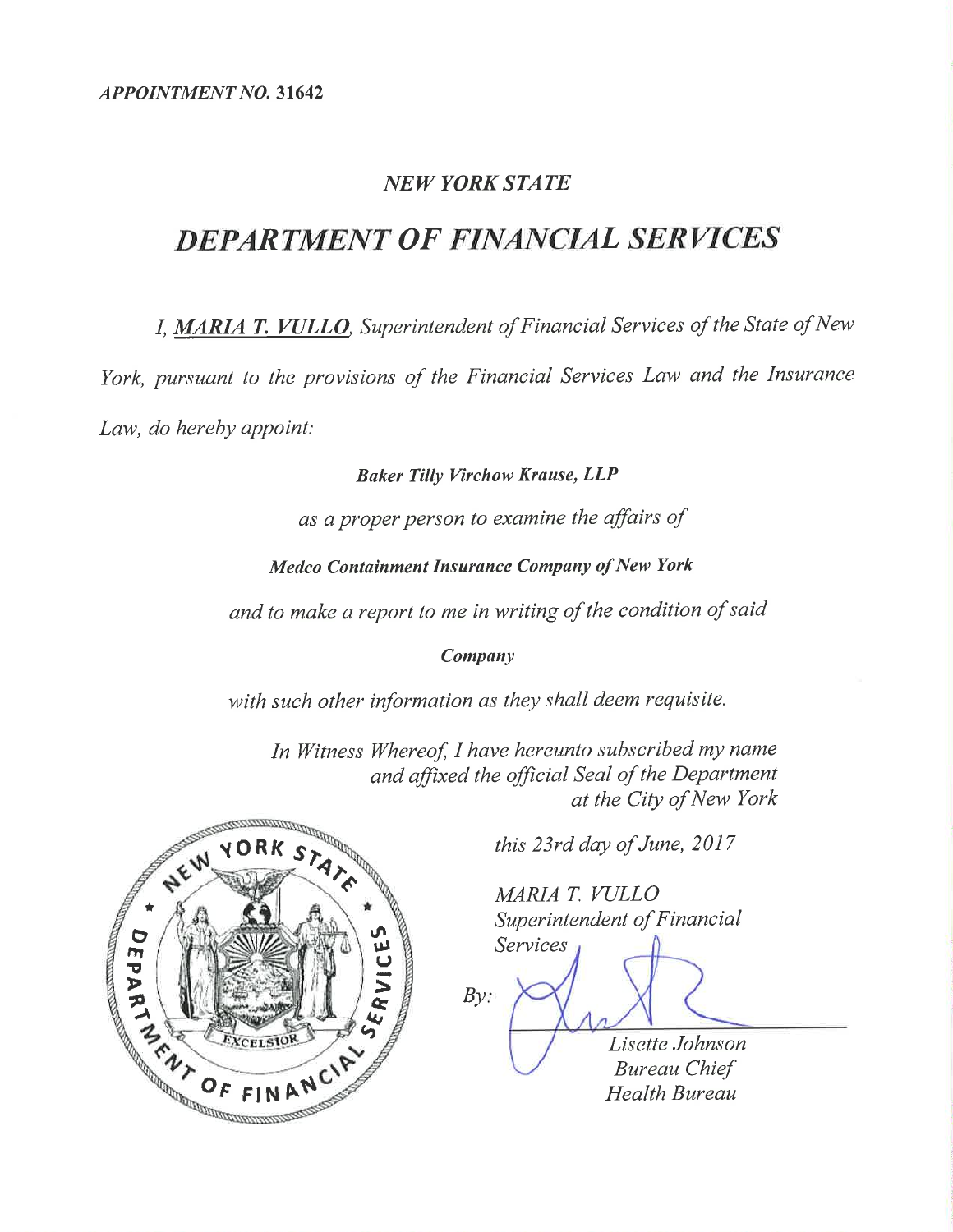*APPOINTMENT NO.* **31642**

## *NEW YORK STATE*

# *DEPARTMENT OF FINANCIAL SERVICES*

*I, **MARIA T. VULLO**, Superintendent of Financial Services of the State of New York, pursuant to the provisions of the Financial Services Law and the Insurance Law, do hereby appoint:*

***Baker Tilly Virchow Krause, LLP***

*as a proper person to examine the affairs of*

***Medco Containment Insurance Company of New York***

*and to make a report to me in writing of the condition of said*

***Company***

*with such other information as they shall deem requisite.*

*In Witness Whereof, I have hereunto subscribed my name and affixed the official Seal of the Department at the City of New York*

*this 23rd day of June, 2017*

*MARIA T. VULLO*
*Superintendent of Financial Services*

*By:*

*Lisette Johnson*
*Bureau Chief*
*Health Bureau*